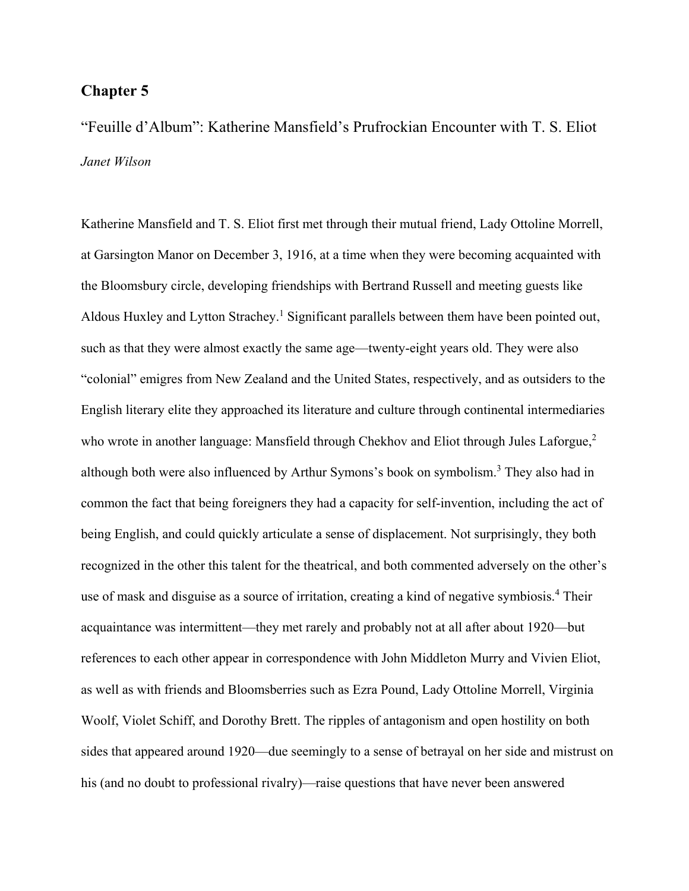# Chapter 5

## "Feuille d'Album": Katherine Mansfield's Prufrockian Encounter with T. S. Eliot

*Janet Wilson*

Katherine Mansfield and T. S. Eliot first met through their mutual friend, Lady Ottoline Morrell, at Garsington Manor on December 3, 1916, at a time when they were becoming acquainted with the Bloomsbury circle, developing friendships with Bertrand Russell and meeting guests like Aldous Huxley and Lytton Strachey.[1] Significant parallels between them have been pointed out, such as that they were almost exactly the same age—twenty-eight years old. They were also "colonial" emigres from New Zealand and the United States, respectively, and as outsiders to the English literary elite they approached its literature and culture through continental intermediaries who wrote in another language: Mansfield through Chekhov and Eliot through Jules Laforgue,[2] although both were also influenced by Arthur Symons's book on symbolism.[3] They also had in common the fact that being foreigners they had a capacity for self-invention, including the act of being English, and could quickly articulate a sense of displacement. Not surprisingly, they both recognized in the other this talent for the theatrical, and both commented adversely on the other's use of mask and disguise as a source of irritation, creating a kind of negative symbiosis.[4] Their acquaintance was intermittent—they met rarely and probably not at all after about 1920—but references to each other appear in correspondence with John Middleton Murry and Vivien Eliot, as well as with friends and Bloomsberries such as Ezra Pound, Lady Ottoline Morrell, Virginia Woolf, Violet Schiff, and Dorothy Brett. The ripples of antagonism and open hostility on both sides that appeared around 1920—due seemingly to a sense of betrayal on her side and mistrust on his (and no doubt to professional rivalry)—raise questions that have never been answered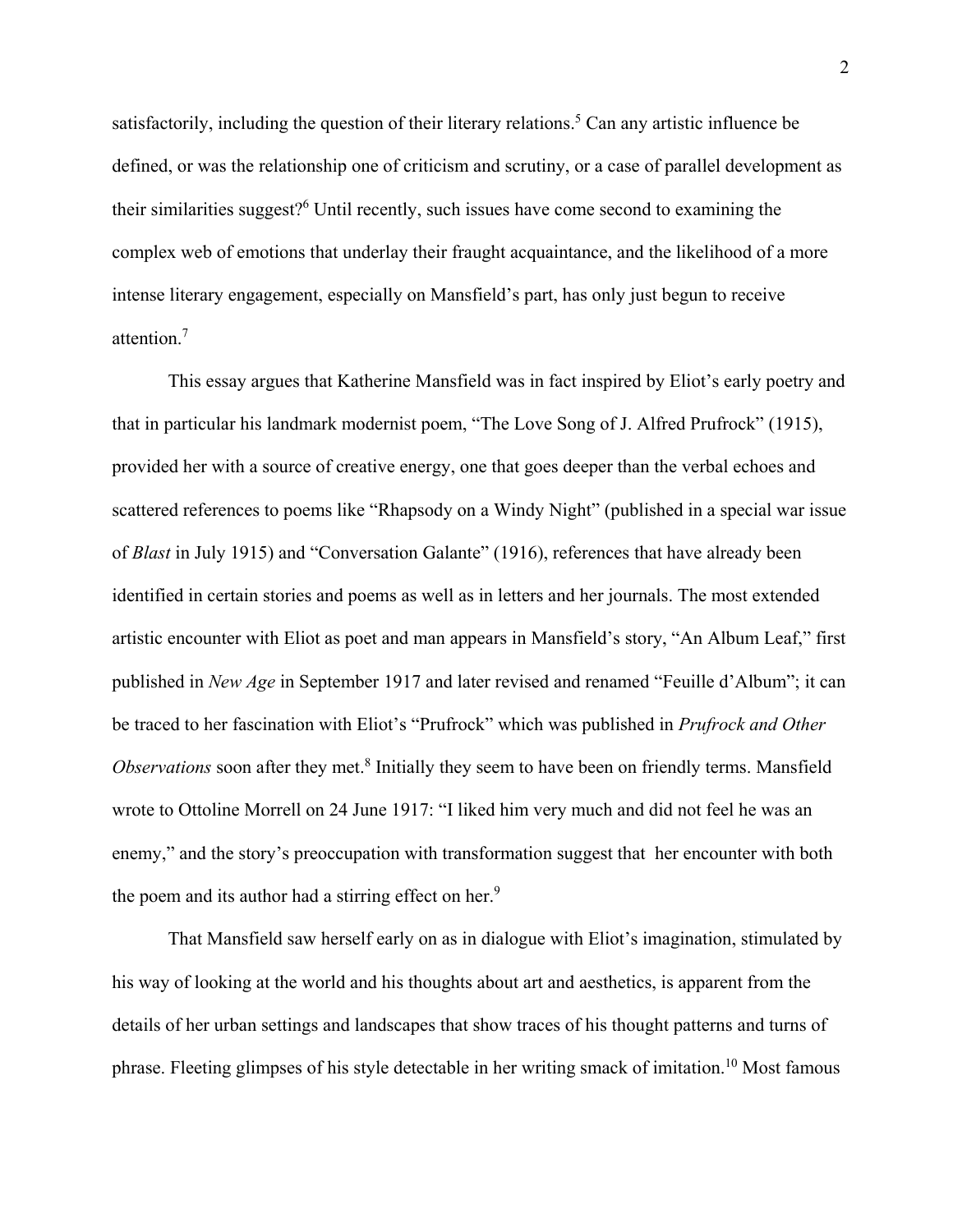satisfactorily, including the question of their literary relations.[5] Can any artistic influence be defined, or was the relationship one of criticism and scrutiny, or a case of parallel development as their similarities suggest?[6] Until recently, such issues have come second to examining the complex web of emotions that underlay their fraught acquaintance, and the likelihood of a more intense literary engagement, especially on Mansfield's part, has only just begun to receive attention.[7]

This essay argues that Katherine Mansfield was in fact inspired by Eliot's early poetry and that in particular his landmark modernist poem, "The Love Song of J. Alfred Prufrock" (1915), provided her with a source of creative energy, one that goes deeper than the verbal echoes and scattered references to poems like "Rhapsody on a Windy Night" (published in a special war issue of *Blast* in July 1915) and "Conversation Galante" (1916), references that have already been identified in certain stories and poems as well as in letters and her journals. The most extended artistic encounter with Eliot as poet and man appears in Mansfield's story, "An Album Leaf," first published in *New Age* in September 1917 and later revised and renamed "Feuille d'Album"; it can be traced to her fascination with Eliot's "Prufrock" which was published in *Prufrock and Other Observations* soon after they met.[8] Initially they seem to have been on friendly terms. Mansfield wrote to Ottoline Morrell on 24 June 1917: "I liked him very much and did not feel he was an enemy," and the story's preoccupation with transformation suggest that her encounter with both the poem and its author had a stirring effect on her.[9]

That Mansfield saw herself early on as in dialogue with Eliot's imagination, stimulated by his way of looking at the world and his thoughts about art and aesthetics, is apparent from the details of her urban settings and landscapes that show traces of his thought patterns and turns of phrase. Fleeting glimpses of his style detectable in her writing smack of imitation.[10] Most famous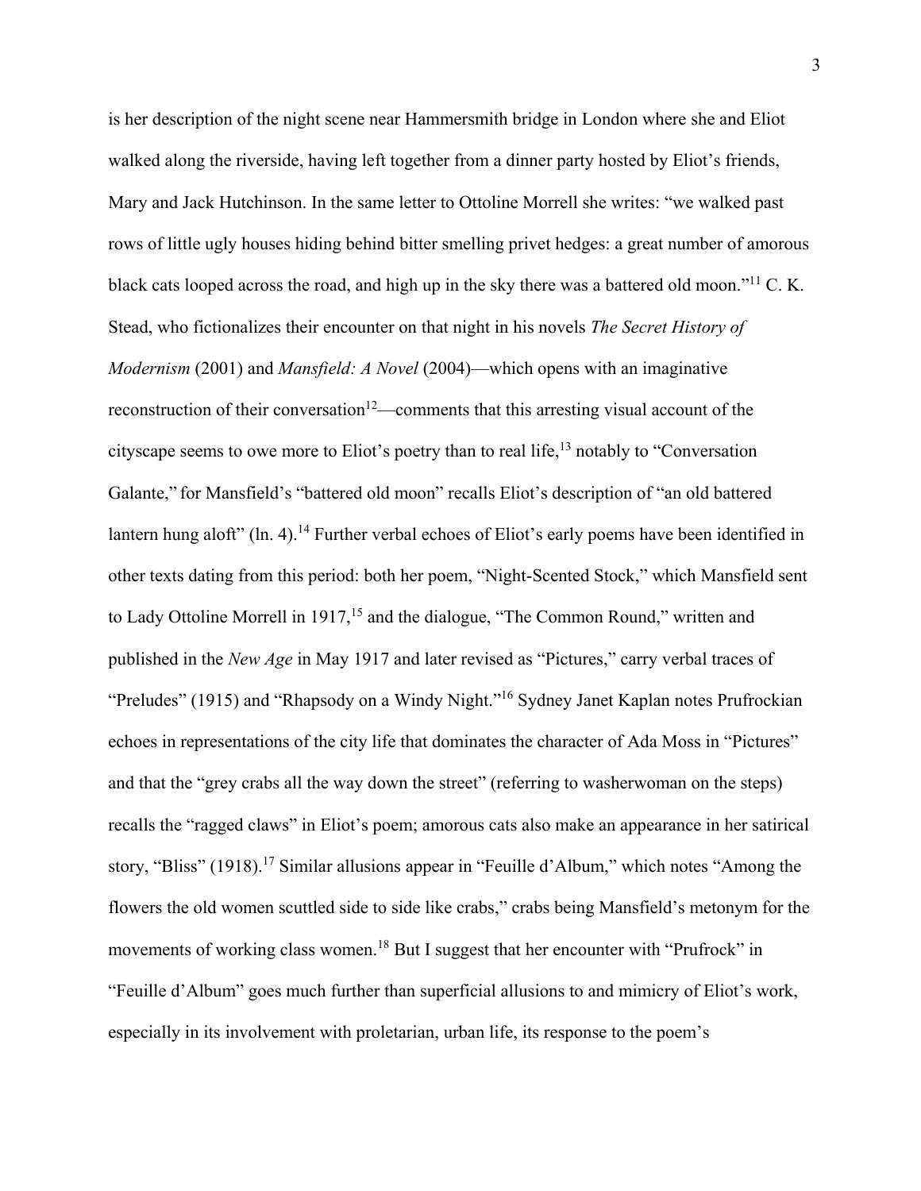is her description of the night scene near Hammersmith bridge in London where she and Eliot walked along the riverside, having left together from a dinner party hosted by Eliot's friends, Mary and Jack Hutchinson. In the same letter to Ottoline Morrell she writes: "we walked past rows of little ugly houses hiding behind bitter smelling privet hedges: a great number of amorous black cats looped across the road, and high up in the sky there was a battered old moon."[11] C. K. Stead, who fictionalizes their encounter on that night in his novels *The Secret History of Modernism* (2001) and *Mansfield: A Novel* (2004)—which opens with an imaginative reconstruction of their conversation[12]—comments that this arresting visual account of the cityscape seems to owe more to Eliot's poetry than to real life,[13] notably to "Conversation Galante," for Mansfield's "battered old moon" recalls Eliot's description of "an old battered lantern hung aloft" (ln. 4).[14] Further verbal echoes of Eliot's early poems have been identified in other texts dating from this period: both her poem, "Night-Scented Stock," which Mansfield sent to Lady Ottoline Morrell in 1917,[15] and the dialogue, "The Common Round," written and published in the *New Age* in May 1917 and later revised as "Pictures," carry verbal traces of "Preludes" (1915) and "Rhapsody on a Windy Night."[16] Sydney Janet Kaplan notes Prufrockian echoes in representations of the city life that dominates the character of Ada Moss in "Pictures" and that the "grey crabs all the way down the street" (referring to washerwoman on the steps) recalls the "ragged claws" in Eliot's poem; amorous cats also make an appearance in her satirical story, "Bliss" (1918).[17] Similar allusions appear in "Feuille d'Album," which notes "Among the flowers the old women scuttled side to side like crabs," crabs being Mansfield's metonym for the movements of working class women.[18] But I suggest that her encounter with "Prufrock" in "Feuille d'Album" goes much further than superficial allusions to and mimicry of Eliot's work, especially in its involvement with proletarian, urban life, its response to the poem's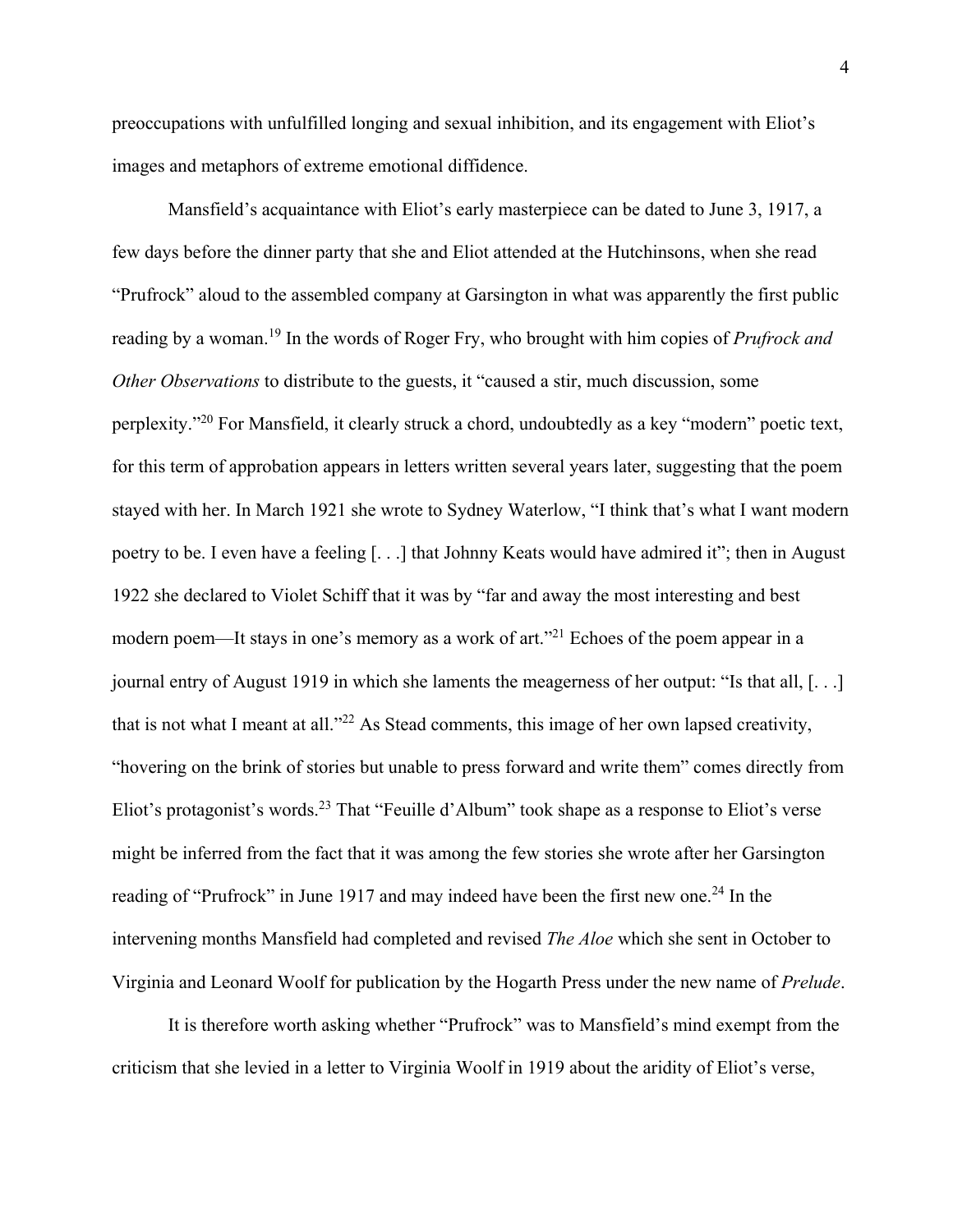preoccupations with unfulfilled longing and sexual inhibition, and its engagement with Eliot's images and metaphors of extreme emotional diffidence.

Mansfield's acquaintance with Eliot's early masterpiece can be dated to June 3, 1917, a few days before the dinner party that she and Eliot attended at the Hutchinsons, when she read "Prufrock" aloud to the assembled company at Garsington in what was apparently the first public reading by a woman.[19] In the words of Roger Fry, who brought with him copies of *Prufrock and Other Observations* to distribute to the guests, it "caused a stir, much discussion, some perplexity."[20] For Mansfield, it clearly struck a chord, undoubtedly as a key "modern" poetic text, for this term of approbation appears in letters written several years later, suggesting that the poem stayed with her. In March 1921 she wrote to Sydney Waterlow, "I think that's what I want modern poetry to be. I even have a feeling [. . .] that Johnny Keats would have admired it"; then in August 1922 she declared to Violet Schiff that it was by "far and away the most interesting and best modern poem—It stays in one's memory as a work of art."[21] Echoes of the poem appear in a journal entry of August 1919 in which she laments the meagerness of her output: "Is that all, [. . .] that is not what I meant at all."[22] As Stead comments, this image of her own lapsed creativity, "hovering on the brink of stories but unable to press forward and write them" comes directly from Eliot's protagonist's words.[23] That "Feuille d'Album" took shape as a response to Eliot's verse might be inferred from the fact that it was among the few stories she wrote after her Garsington reading of "Prufrock" in June 1917 and may indeed have been the first new one.[24] In the intervening months Mansfield had completed and revised *The Aloe* which she sent in October to Virginia and Leonard Woolf for publication by the Hogarth Press under the new name of *Prelude*.

It is therefore worth asking whether "Prufrock" was to Mansfield's mind exempt from the criticism that she levied in a letter to Virginia Woolf in 1919 about the aridity of Eliot's verse,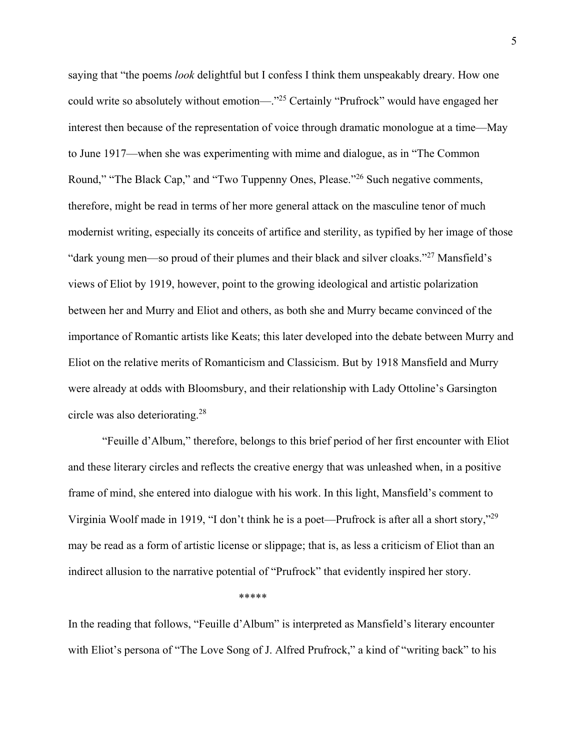saying that "the poems *look* delightful but I confess I think them unspeakably dreary. How one could write so absolutely without emotion—."[25] Certainly "Prufrock" would have engaged her interest then because of the representation of voice through dramatic monologue at a time—May to June 1917—when she was experimenting with mime and dialogue, as in "The Common Round," "The Black Cap," and "Two Tuppenny Ones, Please."[26] Such negative comments, therefore, might be read in terms of her more general attack on the masculine tenor of much modernist writing, especially its conceits of artifice and sterility, as typified by her image of those "dark young men—so proud of their plumes and their black and silver cloaks."[27] Mansfield's views of Eliot by 1919, however, point to the growing ideological and artistic polarization between her and Murry and Eliot and others, as both she and Murry became convinced of the importance of Romantic artists like Keats; this later developed into the debate between Murry and Eliot on the relative merits of Romanticism and Classicism. But by 1918 Mansfield and Murry were already at odds with Bloomsbury, and their relationship with Lady Ottoline's Garsington circle was also deteriorating.[28]

"Feuille d'Album," therefore, belongs to this brief period of her first encounter with Eliot and these literary circles and reflects the creative energy that was unleashed when, in a positive frame of mind, she entered into dialogue with his work. In this light, Mansfield's comment to Virginia Woolf made in 1919, "I don't think he is a poet—Prufrock is after all a short story,"[29] may be read as a form of artistic license or slippage; that is, as less a criticism of Eliot than an indirect allusion to the narrative potential of "Prufrock" that evidently inspired her story.

*****

In the reading that follows, "Feuille d'Album" is interpreted as Mansfield's literary encounter with Eliot's persona of "The Love Song of J. Alfred Prufrock," a kind of "writing back" to his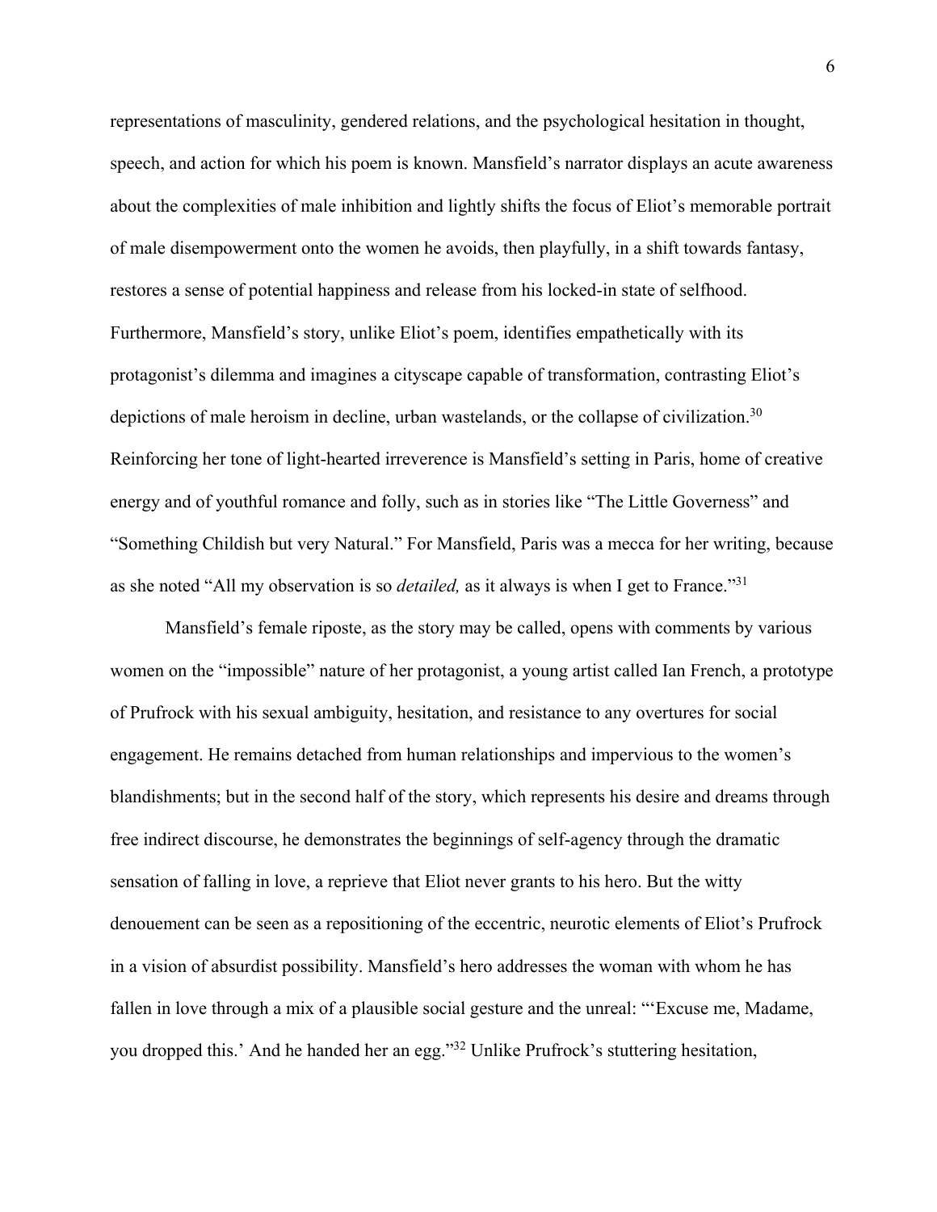representations of masculinity, gendered relations, and the psychological hesitation in thought, speech, and action for which his poem is known. Mansfield's narrator displays an acute awareness about the complexities of male inhibition and lightly shifts the focus of Eliot's memorable portrait of male disempowerment onto the women he avoids, then playfully, in a shift towards fantasy, restores a sense of potential happiness and release from his locked-in state of selfhood. Furthermore, Mansfield's story, unlike Eliot's poem, identifies empathetically with its protagonist's dilemma and imagines a cityscape capable of transformation, contrasting Eliot's depictions of male heroism in decline, urban wastelands, or the collapse of civilization.[30] Reinforcing her tone of light-hearted irreverence is Mansfield's setting in Paris, home of creative energy and of youthful romance and folly, such as in stories like "The Little Governess" and "Something Childish but very Natural." For Mansfield, Paris was a mecca for her writing, because as she noted "All my observation is so *detailed,* as it always is when I get to France."[31]

Mansfield's female riposte, as the story may be called, opens with comments by various women on the "impossible" nature of her protagonist, a young artist called Ian French, a prototype of Prufrock with his sexual ambiguity, hesitation, and resistance to any overtures for social engagement. He remains detached from human relationships and impervious to the women's blandishments; but in the second half of the story, which represents his desire and dreams through free indirect discourse, he demonstrates the beginnings of self-agency through the dramatic sensation of falling in love, a reprieve that Eliot never grants to his hero. But the witty denouement can be seen as a repositioning of the eccentric, neurotic elements of Eliot's Prufrock in a vision of absurdist possibility. Mansfield's hero addresses the woman with whom he has fallen in love through a mix of a plausible social gesture and the unreal: "'Excuse me, Madame, you dropped this.' And he handed her an egg."[32] Unlike Prufrock's stuttering hesitation,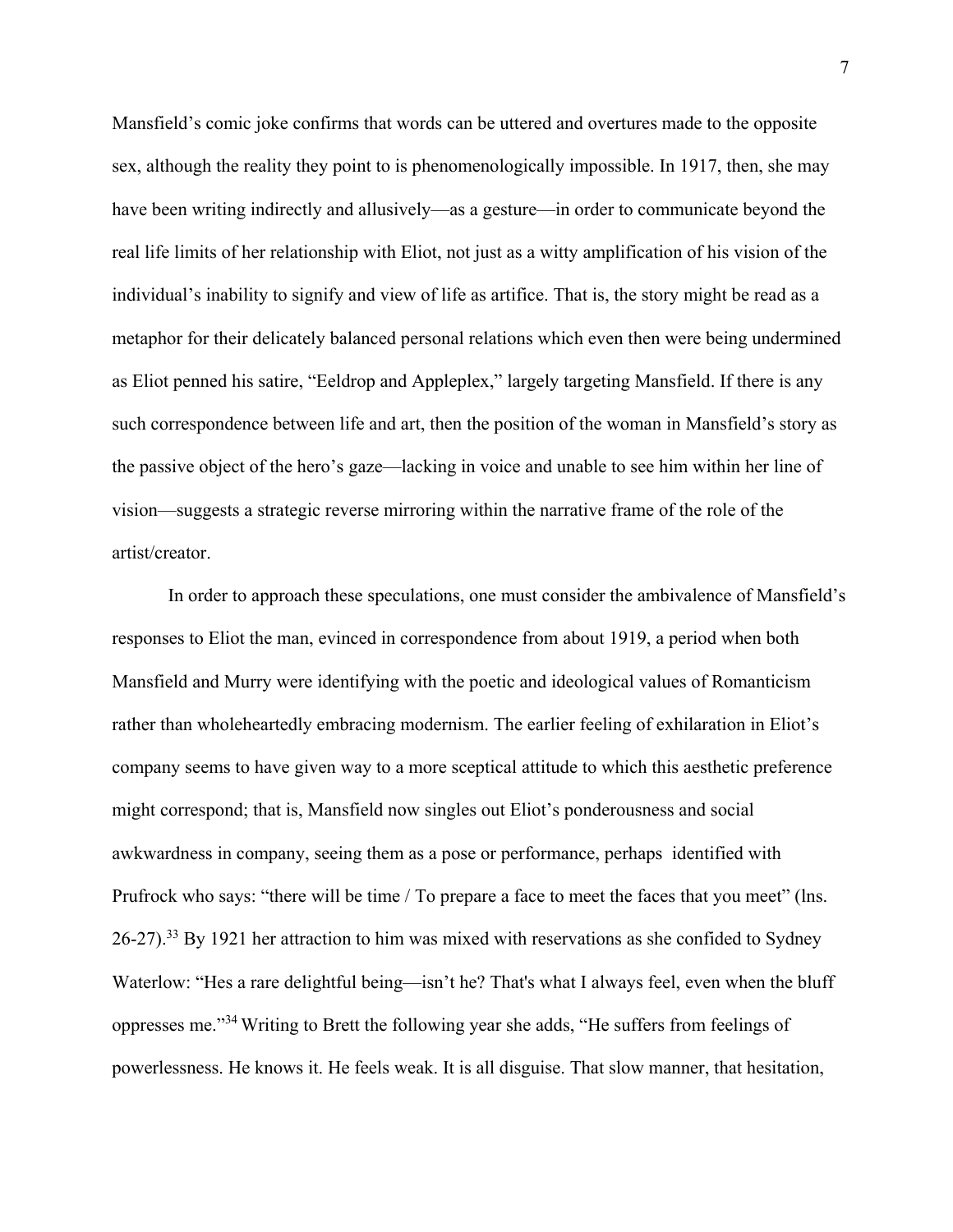Mansfield's comic joke confirms that words can be uttered and overtures made to the opposite sex, although the reality they point to is phenomenologically impossible. In 1917, then, she may have been writing indirectly and allusively—as a gesture—in order to communicate beyond the real life limits of her relationship with Eliot, not just as a witty amplification of his vision of the individual's inability to signify and view of life as artifice. That is, the story might be read as a metaphor for their delicately balanced personal relations which even then were being undermined as Eliot penned his satire, "Eeldrop and Appleplex," largely targeting Mansfield. If there is any such correspondence between life and art, then the position of the woman in Mansfield's story as the passive object of the hero's gaze—lacking in voice and unable to see him within her line of vision—suggests a strategic reverse mirroring within the narrative frame of the role of the artist/creator.

In order to approach these speculations, one must consider the ambivalence of Mansfield's responses to Eliot the man, evinced in correspondence from about 1919, a period when both Mansfield and Murry were identifying with the poetic and ideological values of Romanticism rather than wholeheartedly embracing modernism. The earlier feeling of exhilaration in Eliot's company seems to have given way to a more sceptical attitude to which this aesthetic preference might correspond; that is, Mansfield now singles out Eliot's ponderousness and social awkwardness in company, seeing them as a pose or performance, perhaps identified with Prufrock who says: "there will be time / To prepare a face to meet the faces that you meet" (lns. 26-27).[33] By 1921 her attraction to him was mixed with reservations as she confided to Sydney Waterlow: "Hes a rare delightful being—isn't he? That's what I always feel, even when the bluff oppresses me."[34] Writing to Brett the following year she adds, "He suffers from feelings of powerlessness. He knows it. He feels weak. It is all disguise. That slow manner, that hesitation,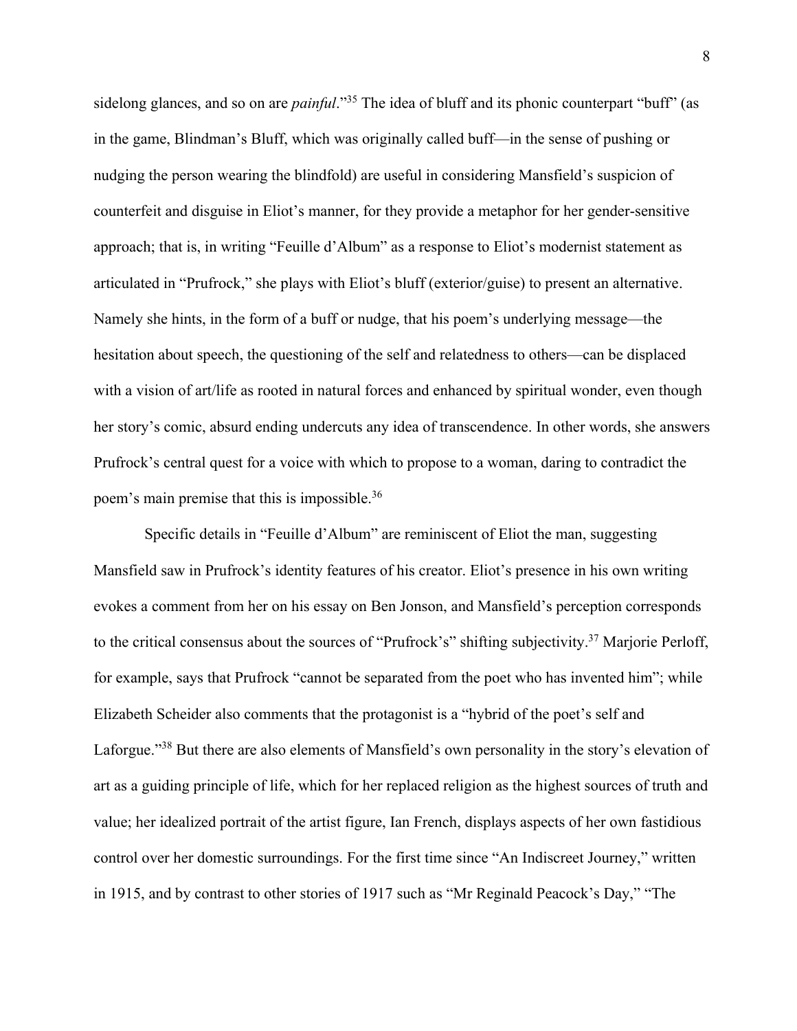sidelong glances, and so on are *painful*."[35] The idea of bluff and its phonic counterpart "buff" (as in the game, Blindman's Bluff, which was originally called buff—in the sense of pushing or nudging the person wearing the blindfold) are useful in considering Mansfield's suspicion of counterfeit and disguise in Eliot's manner, for they provide a metaphor for her gender-sensitive approach; that is, in writing "Feuille d'Album" as a response to Eliot's modernist statement as articulated in "Prufrock," she plays with Eliot's bluff (exterior/guise) to present an alternative. Namely she hints, in the form of a buff or nudge, that his poem's underlying message—the hesitation about speech, the questioning of the self and relatedness to others—can be displaced with a vision of art/life as rooted in natural forces and enhanced by spiritual wonder, even though her story's comic, absurd ending undercuts any idea of transcendence. In other words, she answers Prufrock's central quest for a voice with which to propose to a woman, daring to contradict the poem's main premise that this is impossible.[36]

Specific details in "Feuille d'Album" are reminiscent of Eliot the man, suggesting Mansfield saw in Prufrock's identity features of his creator. Eliot's presence in his own writing evokes a comment from her on his essay on Ben Jonson, and Mansfield's perception corresponds to the critical consensus about the sources of "Prufrock's" shifting subjectivity.[37] Marjorie Perloff, for example, says that Prufrock "cannot be separated from the poet who has invented him"; while Elizabeth Scheider also comments that the protagonist is a "hybrid of the poet's self and Laforgue."[38] But there are also elements of Mansfield's own personality in the story's elevation of art as a guiding principle of life, which for her replaced religion as the highest sources of truth and value; her idealized portrait of the artist figure, Ian French, displays aspects of her own fastidious control over her domestic surroundings. For the first time since "An Indiscreet Journey," written in 1915, and by contrast to other stories of 1917 such as "Mr Reginald Peacock's Day," "The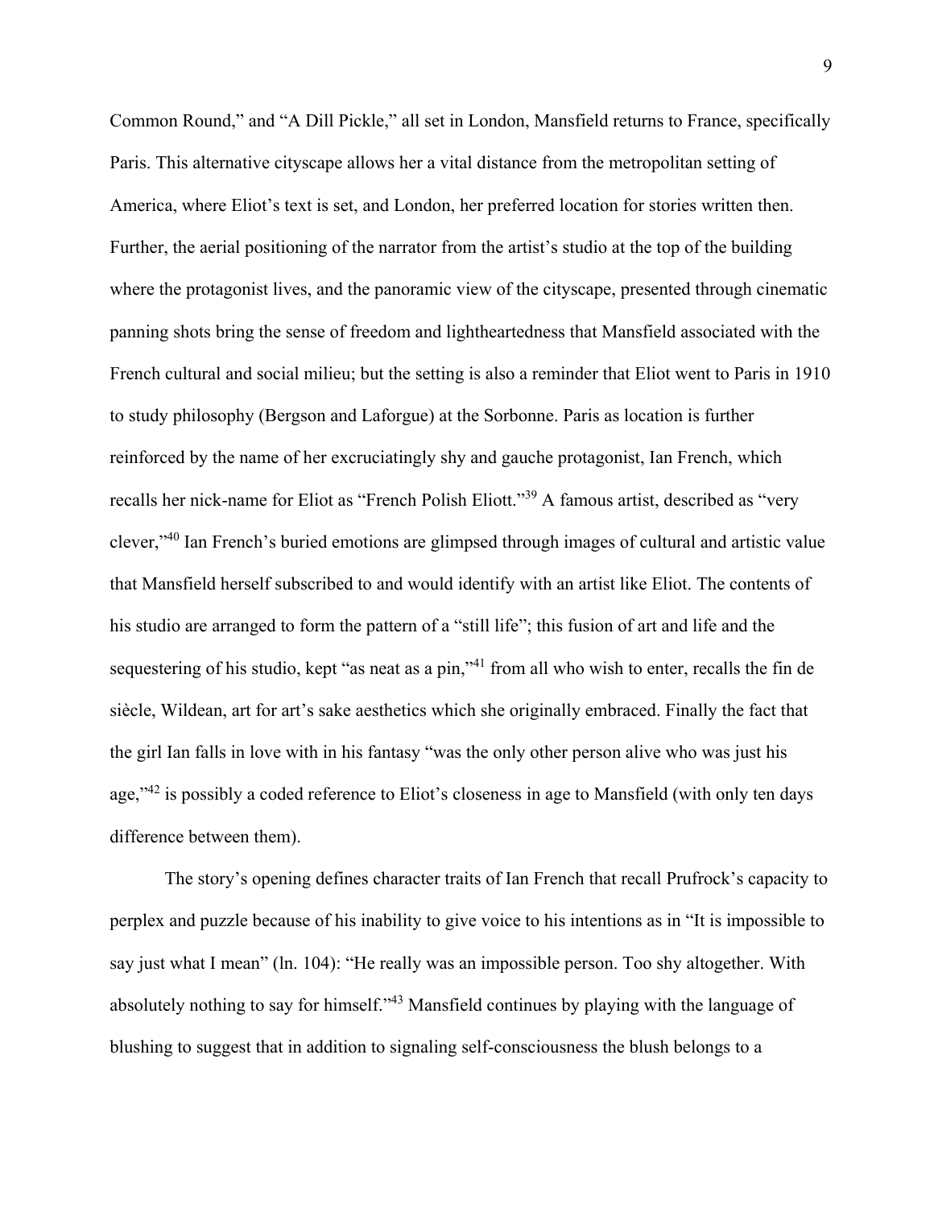Common Round," and "A Dill Pickle," all set in London, Mansfield returns to France, specifically Paris. This alternative cityscape allows her a vital distance from the metropolitan setting of America, where Eliot's text is set, and London, her preferred location for stories written then. Further, the aerial positioning of the narrator from the artist's studio at the top of the building where the protagonist lives, and the panoramic view of the cityscape, presented through cinematic panning shots bring the sense of freedom and lightheartedness that Mansfield associated with the French cultural and social milieu; but the setting is also a reminder that Eliot went to Paris in 1910 to study philosophy (Bergson and Laforgue) at the Sorbonne. Paris as location is further reinforced by the name of her excruciatingly shy and gauche protagonist, Ian French, which recalls her nick-name for Eliot as "French Polish Eliott."[39] A famous artist, described as "very clever,"[40] Ian French's buried emotions are glimpsed through images of cultural and artistic value that Mansfield herself subscribed to and would identify with an artist like Eliot. The contents of his studio are arranged to form the pattern of a "still life"; this fusion of art and life and the sequestering of his studio, kept "as neat as a pin,"[41] from all who wish to enter, recalls the fin de siècle, Wildean, art for art's sake aesthetics which she originally embraced. Finally the fact that the girl Ian falls in love with in his fantasy "was the only other person alive who was just his age,"[42] is possibly a coded reference to Eliot's closeness in age to Mansfield (with only ten days difference between them).

The story's opening defines character traits of Ian French that recall Prufrock's capacity to perplex and puzzle because of his inability to give voice to his intentions as in "It is impossible to say just what I mean" (ln. 104): "He really was an impossible person. Too shy altogether. With absolutely nothing to say for himself."[43] Mansfield continues by playing with the language of blushing to suggest that in addition to signaling self-consciousness the blush belongs to a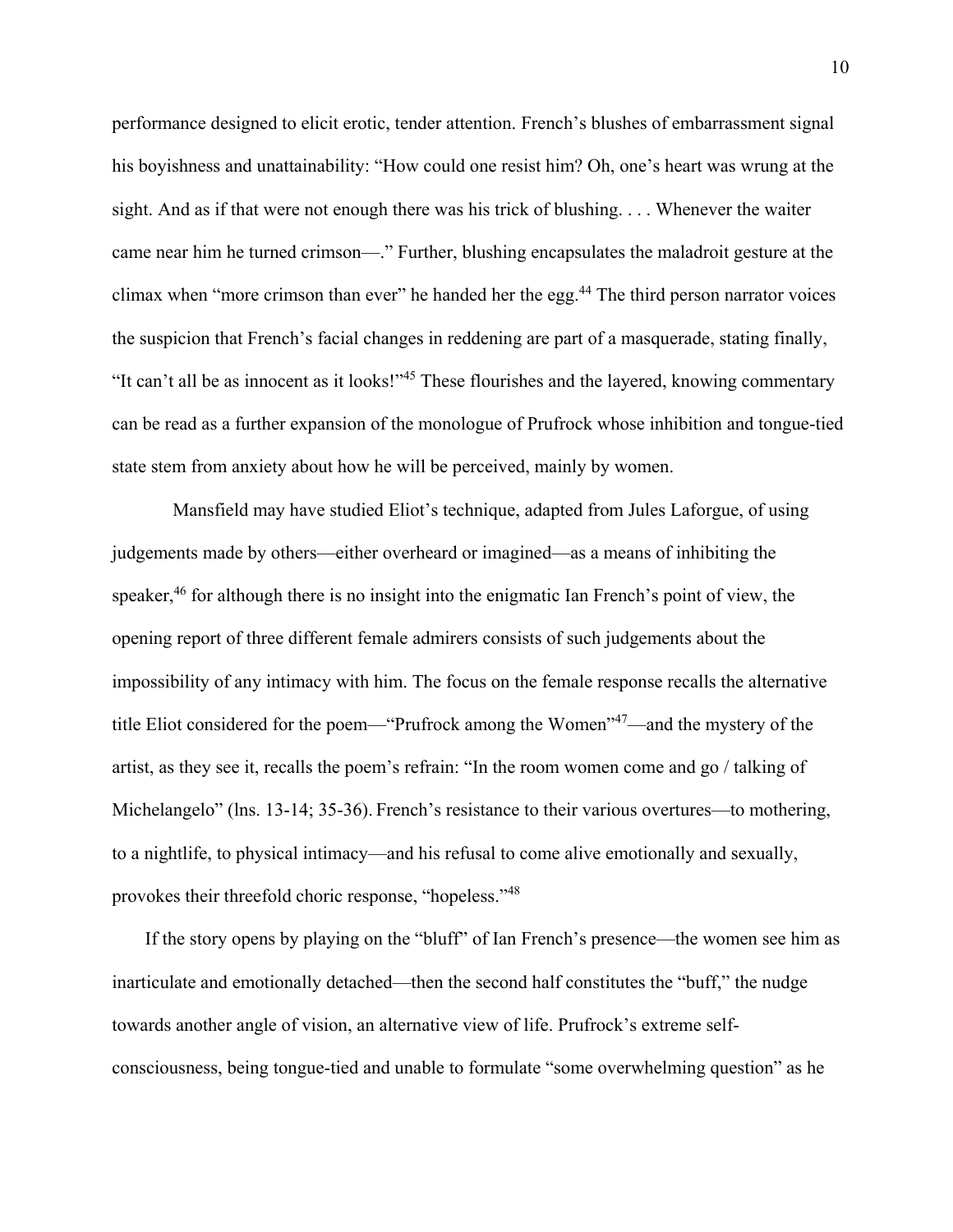performance designed to elicit erotic, tender attention. French's blushes of embarrassment signal his boyishness and unattainability: "How could one resist him? Oh, one's heart was wrung at the sight. And as if that were not enough there was his trick of blushing. . . . Whenever the waiter came near him he turned crimson—." Further, blushing encapsulates the maladroit gesture at the climax when "more crimson than ever" he handed her the egg.[44] The third person narrator voices the suspicion that French's facial changes in reddening are part of a masquerade, stating finally, "It can't all be as innocent as it looks!"[45] These flourishes and the layered, knowing commentary can be read as a further expansion of the monologue of Prufrock whose inhibition and tongue-tied state stem from anxiety about how he will be perceived, mainly by women.

Mansfield may have studied Eliot's technique, adapted from Jules Laforgue, of using judgements made by others—either overheard or imagined—as a means of inhibiting the speaker,[46] for although there is no insight into the enigmatic Ian French's point of view, the opening report of three different female admirers consists of such judgements about the impossibility of any intimacy with him. The focus on the female response recalls the alternative title Eliot considered for the poem—"Prufrock among the Women"[47]—and the mystery of the artist, as they see it, recalls the poem's refrain: "In the room women come and go / talking of Michelangelo" (lns. 13-14; 35-36). French's resistance to their various overtures—to mothering, to a nightlife, to physical intimacy—and his refusal to come alive emotionally and sexually, provokes their threefold choric response, "hopeless."[48]

If the story opens by playing on the "bluff" of Ian French's presence—the women see him as inarticulate and emotionally detached—then the second half constitutes the "buff," the nudge towards another angle of vision, an alternative view of life. Prufrock's extreme self-consciousness, being tongue-tied and unable to formulate "some overwhelming question" as he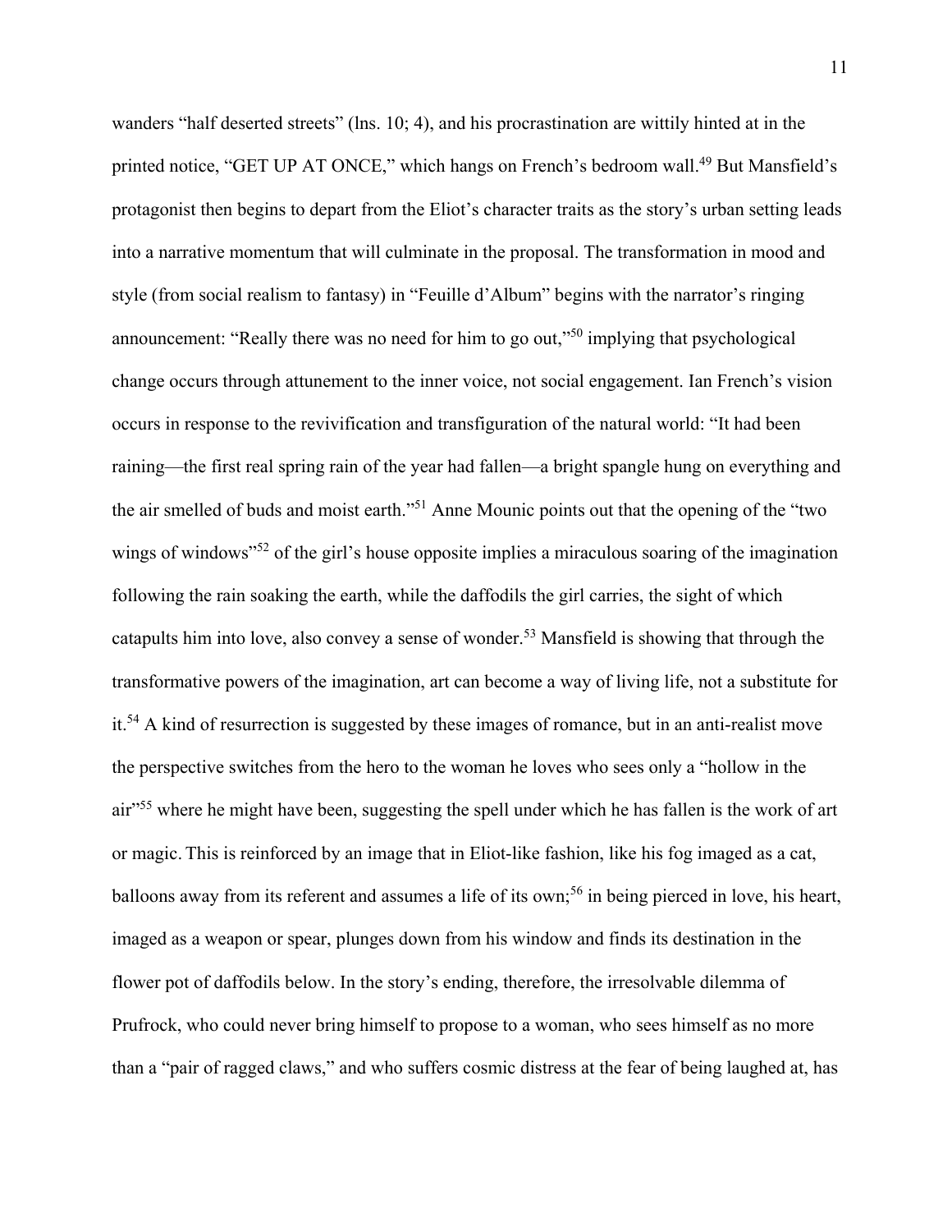wanders "half deserted streets" (lns. 10; 4), and his procrastination are wittily hinted at in the printed notice, "GET UP AT ONCE," which hangs on French's bedroom wall.[49] But Mansfield's protagonist then begins to depart from the Eliot's character traits as the story's urban setting leads into a narrative momentum that will culminate in the proposal. The transformation in mood and style (from social realism to fantasy) in "Feuille d'Album" begins with the narrator's ringing announcement: "Really there was no need for him to go out,"[50] implying that psychological change occurs through attunement to the inner voice, not social engagement. Ian French's vision occurs in response to the revivification and transfiguration of the natural world: "It had been raining—the first real spring rain of the year had fallen—a bright spangle hung on everything and the air smelled of buds and moist earth."[51] Anne Mounic points out that the opening of the "two wings of windows"[52] of the girl's house opposite implies a miraculous soaring of the imagination following the rain soaking the earth, while the daffodils the girl carries, the sight of which catapults him into love, also convey a sense of wonder.[53] Mansfield is showing that through the transformative powers of the imagination, art can become a way of living life, not a substitute for it.[54] A kind of resurrection is suggested by these images of romance, but in an anti-realist move the perspective switches from the hero to the woman he loves who sees only a "hollow in the air"[55] where he might have been, suggesting the spell under which he has fallen is the work of art or magic. This is reinforced by an image that in Eliot-like fashion, like his fog imaged as a cat, balloons away from its referent and assumes a life of its own;[56] in being pierced in love, his heart, imaged as a weapon or spear, plunges down from his window and finds its destination in the flower pot of daffodils below. In the story's ending, therefore, the irresolvable dilemma of Prufrock, who could never bring himself to propose to a woman, who sees himself as no more than a "pair of ragged claws," and who suffers cosmic distress at the fear of being laughed at, has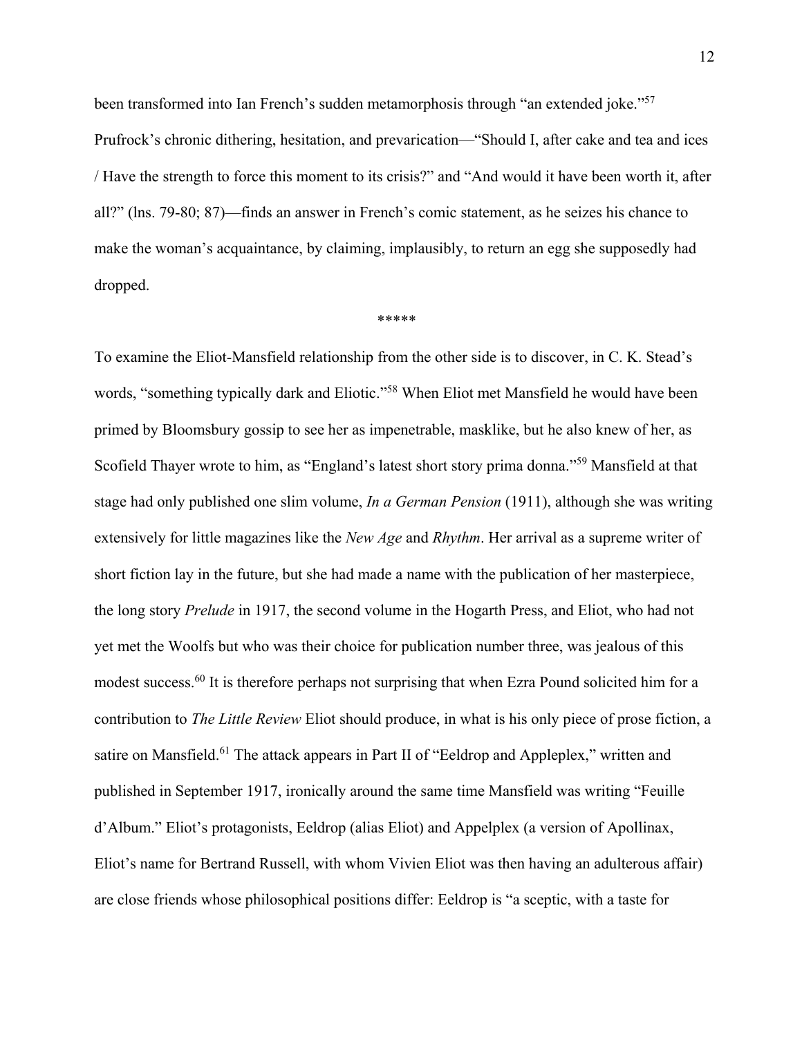been transformed into Ian French's sudden metamorphosis through "an extended joke."[57] Prufrock's chronic dithering, hesitation, and prevarication—"Should I, after cake and tea and ices / Have the strength to force this moment to its crisis?" and "And would it have been worth it, after all?" (lns. 79-80; 87)—finds an answer in French's comic statement, as he seizes his chance to make the woman's acquaintance, by claiming, implausibly, to return an egg she supposedly had dropped.

\*\*\*\*\*

To examine the Eliot-Mansfield relationship from the other side is to discover, in C. K. Stead's words, "something typically dark and Eliotic."[58] When Eliot met Mansfield he would have been primed by Bloomsbury gossip to see her as impenetrable, masklike, but he also knew of her, as Scofield Thayer wrote to him, as "England's latest short story prima donna."[59] Mansfield at that stage had only published one slim volume, *In a German Pension* (1911), although she was writing extensively for little magazines like the *New Age* and *Rhythm*. Her arrival as a supreme writer of short fiction lay in the future, but she had made a name with the publication of her masterpiece, the long story *Prelude* in 1917, the second volume in the Hogarth Press, and Eliot, who had not yet met the Woolfs but who was their choice for publication number three, was jealous of this modest success.[60] It is therefore perhaps not surprising that when Ezra Pound solicited him for a contribution to *The Little Review* Eliot should produce, in what is his only piece of prose fiction, a satire on Mansfield.[61] The attack appears in Part II of "Eeldrop and Appleplex," written and published in September 1917, ironically around the same time Mansfield was writing "Feuille d'Album." Eliot's protagonists, Eeldrop (alias Eliot) and Appelplex (a version of Apollinax, Eliot's name for Bertrand Russell, with whom Vivien Eliot was then having an adulterous affair) are close friends whose philosophical positions differ: Eeldrop is "a sceptic, with a taste for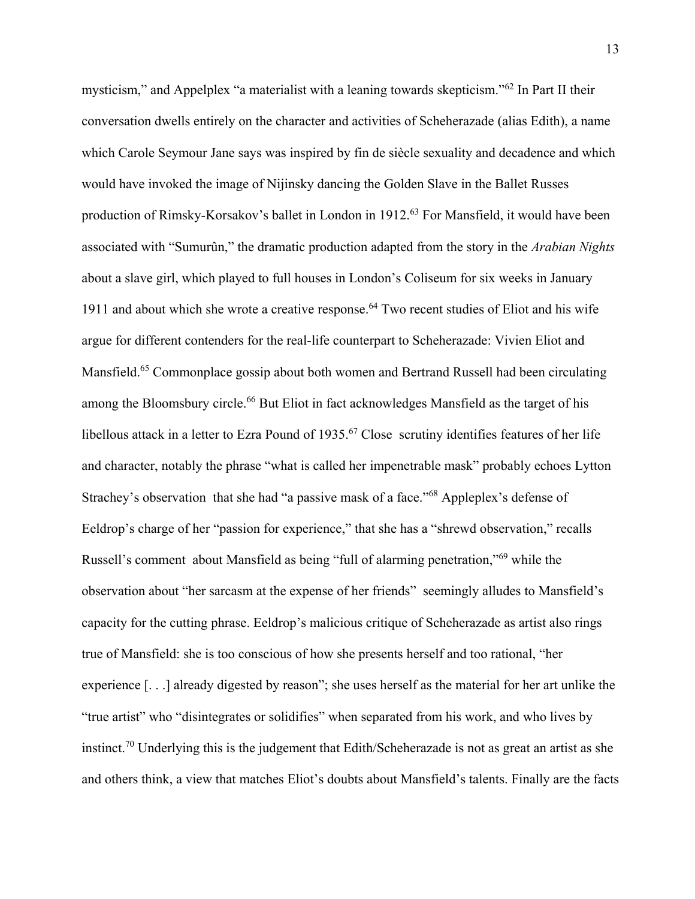mysticism," and Appelplex "a materialist with a leaning towards skepticism."[62] In Part II their conversation dwells entirely on the character and activities of Scheherazade (alias Edith), a name which Carole Seymour Jane says was inspired by fin de siècle sexuality and decadence and which would have invoked the image of Nijinsky dancing the Golden Slave in the Ballet Russes production of Rimsky-Korsakov's ballet in London in 1912.[63] For Mansfield, it would have been associated with "Sumurûn," the dramatic production adapted from the story in the *Arabian Nights* about a slave girl, which played to full houses in London's Coliseum for six weeks in January 1911 and about which she wrote a creative response.[64] Two recent studies of Eliot and his wife argue for different contenders for the real-life counterpart to Scheherazade: Vivien Eliot and Mansfield.[65] Commonplace gossip about both women and Bertrand Russell had been circulating among the Bloomsbury circle.[66] But Eliot in fact acknowledges Mansfield as the target of his libellous attack in a letter to Ezra Pound of 1935.[67] Close scrutiny identifies features of her life and character, notably the phrase "what is called her impenetrable mask" probably echoes Lytton Strachey's observation that she had "a passive mask of a face."[68] Appleplex's defense of Eeldrop's charge of her "passion for experience," that she has a "shrewd observation," recalls Russell's comment about Mansfield as being "full of alarming penetration,"[69] while the observation about "her sarcasm at the expense of her friends" seemingly alludes to Mansfield's capacity for the cutting phrase. Eeldrop's malicious critique of Scheherazade as artist also rings true of Mansfield: she is too conscious of how she presents herself and too rational, "her experience [. . .] already digested by reason"; she uses herself as the material for her art unlike the "true artist" who "disintegrates or solidifies" when separated from his work, and who lives by instinct.[70] Underlying this is the judgement that Edith/Scheherazade is not as great an artist as she and others think, a view that matches Eliot's doubts about Mansfield's talents. Finally are the facts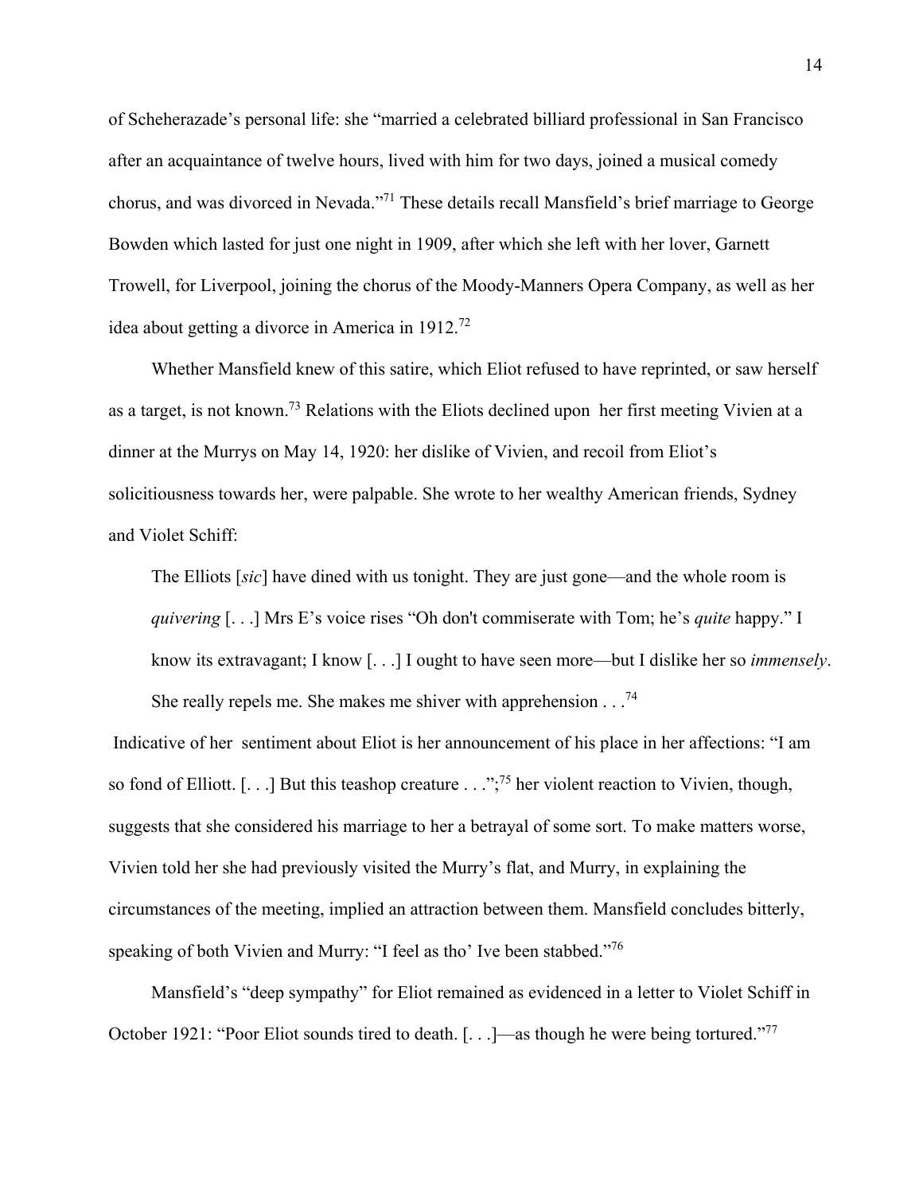of Scheherazade's personal life: she "married a celebrated billiard professional in San Francisco after an acquaintance of twelve hours, lived with him for two days, joined a musical comedy chorus, and was divorced in Nevada."[71] These details recall Mansfield's brief marriage to George Bowden which lasted for just one night in 1909, after which she left with her lover, Garnett Trowell, for Liverpool, joining the chorus of the Moody-Manners Opera Company, as well as her idea about getting a divorce in America in 1912.[72]

Whether Mansfield knew of this satire, which Eliot refused to have reprinted, or saw herself as a target, is not known.[73] Relations with the Eliots declined upon her first meeting Vivien at a dinner at the Murrys on May 14, 1920: her dislike of Vivien, and recoil from Eliot's solicitiousness towards her, were palpable. She wrote to her wealthy American friends, Sydney and Violet Schiff:

> The Elliots [*sic*] have dined with us tonight. They are just gone—and the whole room is *quivering* [. . .] Mrs E's voice rises "Oh don't commiserate with Tom; he's *quite* happy." I know its extravagant; I know [. . .] I ought to have seen more—but I dislike her so *immensely*. She really repels me. She makes me shiver with apprehension . . .[74]

Indicative of her sentiment about Eliot is her announcement of his place in her affections: "I am so fond of Elliott. [. . .] But this teashop creature . . .";[75] her violent reaction to Vivien, though, suggests that she considered his marriage to her a betrayal of some sort. To make matters worse, Vivien told her she had previously visited the Murry's flat, and Murry, in explaining the circumstances of the meeting, implied an attraction between them. Mansfield concludes bitterly, speaking of both Vivien and Murry: "I feel as tho' Ive been stabbed."[76]

Mansfield's "deep sympathy" for Eliot remained as evidenced in a letter to Violet Schiff in October 1921: "Poor Eliot sounds tired to death. [. . .]—as though he were being tortured."[77]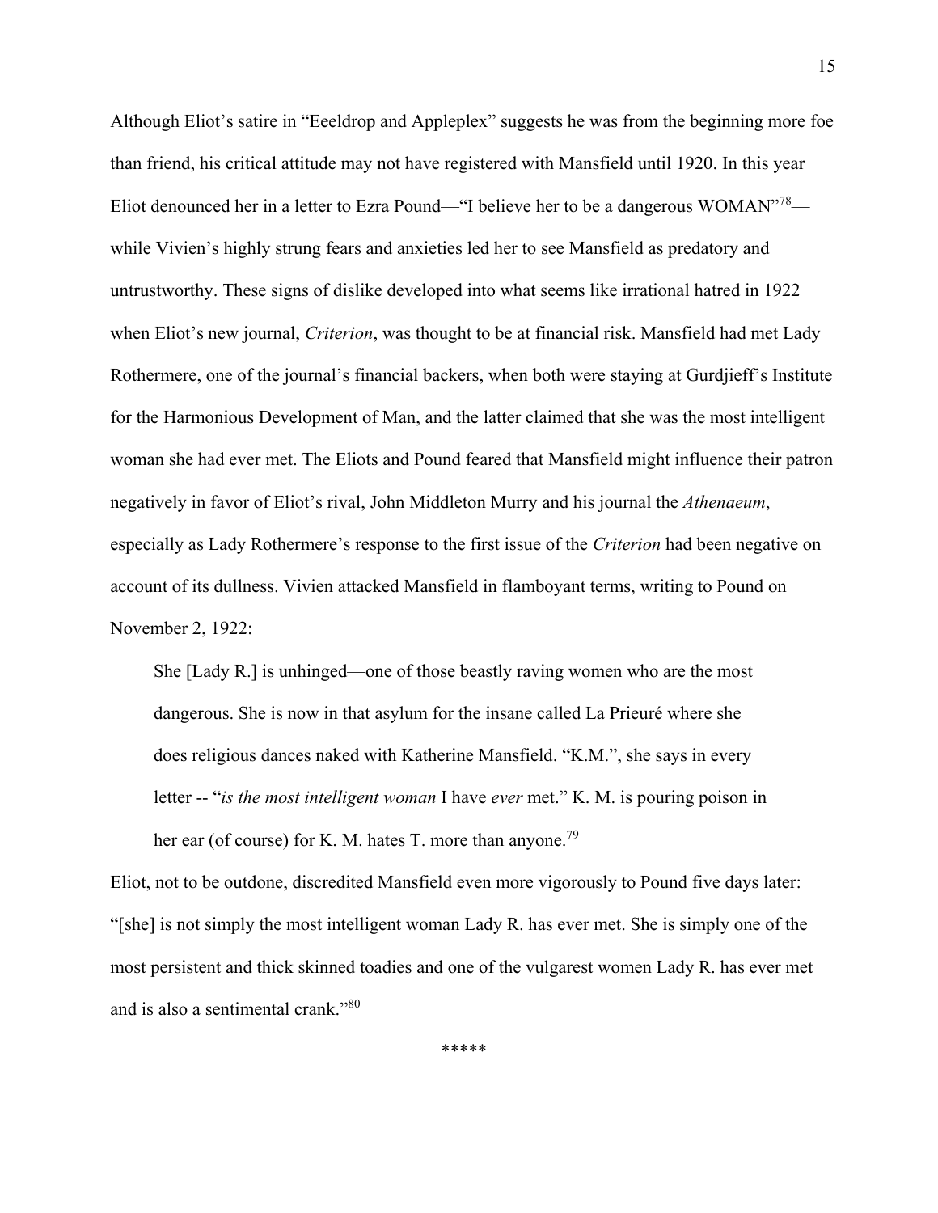Although Eliot's satire in "Eeeldrop and Appleplex" suggests he was from the beginning more foe than friend, his critical attitude may not have registered with Mansfield until 1920. In this year Eliot denounced her in a letter to Ezra Pound—"I believe her to be a dangerous WOMAN"[78]—while Vivien's highly strung fears and anxieties led her to see Mansfield as predatory and untrustworthy. These signs of dislike developed into what seems like irrational hatred in 1922 when Eliot's new journal, *Criterion*, was thought to be at financial risk. Mansfield had met Lady Rothermere, one of the journal's financial backers, when both were staying at Gurdjieff's Institute for the Harmonious Development of Man, and the latter claimed that she was the most intelligent woman she had ever met. The Eliots and Pound feared that Mansfield might influence their patron negatively in favor of Eliot's rival, John Middleton Murry and his journal the *Athenaeum*, especially as Lady Rothermere's response to the first issue of the *Criterion* had been negative on account of its dullness. Vivien attacked Mansfield in flamboyant terms, writing to Pound on November 2, 1922:

> She [Lady R.] is unhinged—one of those beastly raving women who are the most dangerous. She is now in that asylum for the insane called La Prieuré where she does religious dances naked with Katherine Mansfield. "K.M.", she says in every letter -- "*is the most intelligent woman* I have *ever* met." K. M. is pouring poison in her ear (of course) for K. M. hates T. more than anyone.[79]

Eliot, not to be outdone, discredited Mansfield even more vigorously to Pound five days later: "[she] is not simply the most intelligent woman Lady R. has ever met. She is simply one of the most persistent and thick skinned toadies and one of the vulgarest women Lady R. has ever met and is also a sentimental crank."[80]

*****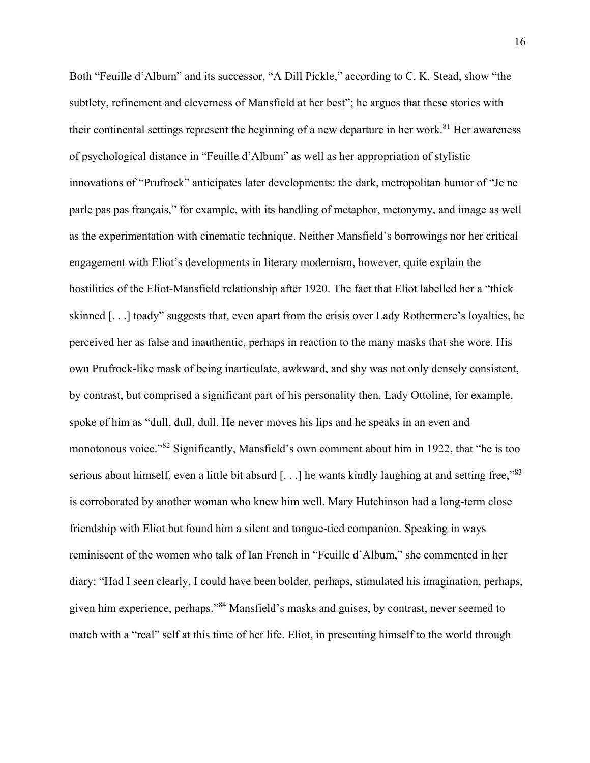Both "Feuille d'Album" and its successor, "A Dill Pickle," according to C. K. Stead, show "the subtlety, refinement and cleverness of Mansfield at her best"; he argues that these stories with their continental settings represent the beginning of a new departure in her work.[81] Her awareness of psychological distance in "Feuille d'Album" as well as her appropriation of stylistic innovations of "Prufrock" anticipates later developments: the dark, metropolitan humor of "Je ne parle pas pas français," for example, with its handling of metaphor, metonymy, and image as well as the experimentation with cinematic technique. Neither Mansfield's borrowings nor her critical engagement with Eliot's developments in literary modernism, however, quite explain the hostilities of the Eliot-Mansfield relationship after 1920. The fact that Eliot labelled her a "thick skinned [. . .] toady" suggests that, even apart from the crisis over Lady Rothermere's loyalties, he perceived her as false and inauthentic, perhaps in reaction to the many masks that she wore. His own Prufrock-like mask of being inarticulate, awkward, and shy was not only densely consistent, by contrast, but comprised a significant part of his personality then. Lady Ottoline, for example, spoke of him as "dull, dull, dull. He never moves his lips and he speaks in an even and monotonous voice."[82] Significantly, Mansfield's own comment about him in 1922, that "he is too serious about himself, even a little bit absurd [. . .] he wants kindly laughing at and setting free,"[83] is corroborated by another woman who knew him well. Mary Hutchinson had a long-term close friendship with Eliot but found him a silent and tongue-tied companion. Speaking in ways reminiscent of the women who talk of Ian French in "Feuille d'Album," she commented in her diary: "Had I seen clearly, I could have been bolder, perhaps, stimulated his imagination, perhaps, given him experience, perhaps."[84] Mansfield's masks and guises, by contrast, never seemed to match with a "real" self at this time of her life. Eliot, in presenting himself to the world through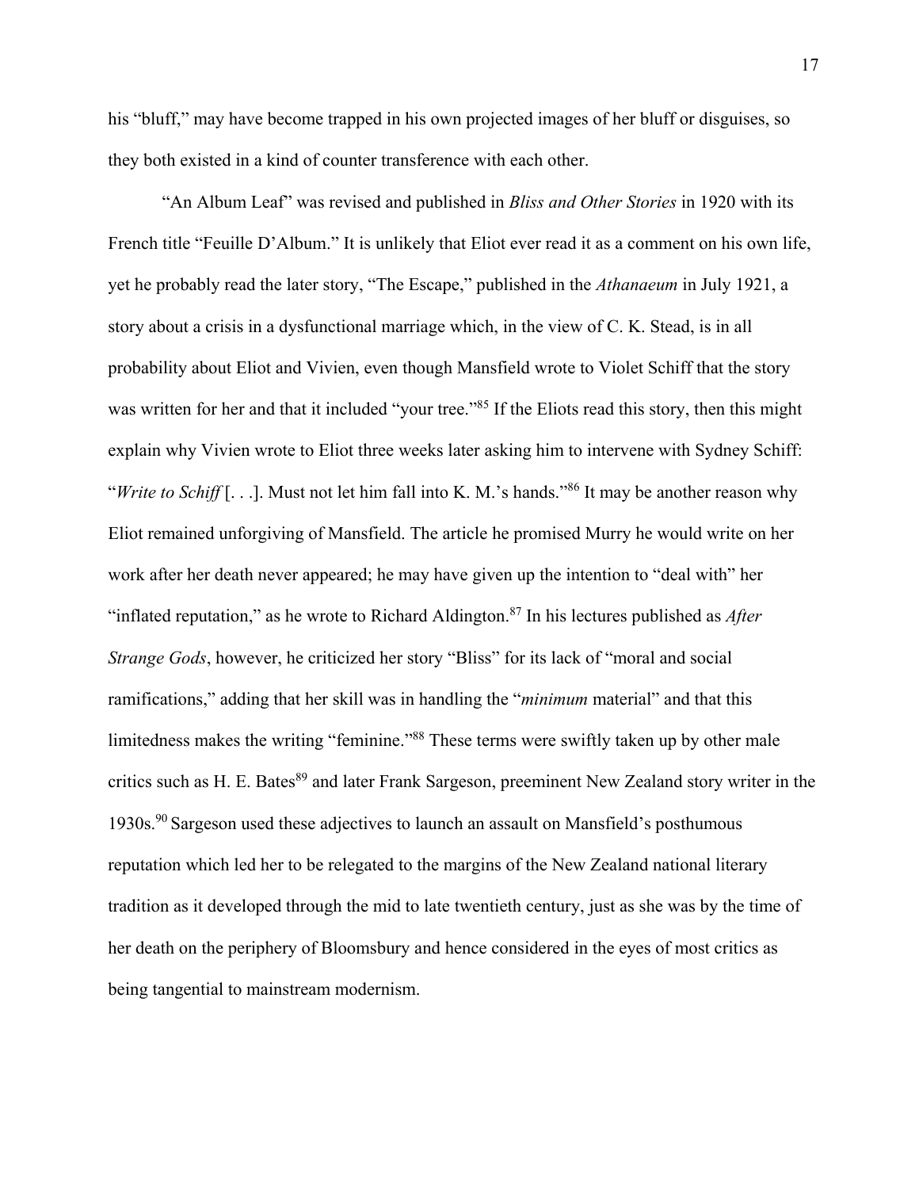his "bluff," may have become trapped in his own projected images of her bluff or disguises, so they both existed in a kind of counter transference with each other.

"An Album Leaf" was revised and published in *Bliss and Other Stories* in 1920 with its French title "Feuille D'Album." It is unlikely that Eliot ever read it as a comment on his own life, yet he probably read the later story, "The Escape," published in the *Athanaeum* in July 1921, a story about a crisis in a dysfunctional marriage which, in the view of C. K. Stead, is in all probability about Eliot and Vivien, even though Mansfield wrote to Violet Schiff that the story was written for her and that it included "your tree."[85] If the Eliots read this story, then this might explain why Vivien wrote to Eliot three weeks later asking him to intervene with Sydney Schiff: "*Write to Schiff* [. . .]. Must not let him fall into K. M.'s hands."[86] It may be another reason why Eliot remained unforgiving of Mansfield. The article he promised Murry he would write on her work after her death never appeared; he may have given up the intention to "deal with" her "inflated reputation," as he wrote to Richard Aldington.[87] In his lectures published as *After Strange Gods*, however, he criticized her story "Bliss" for its lack of "moral and social ramifications," adding that her skill was in handling the "*minimum* material" and that this limitedness makes the writing "feminine."[88] These terms were swiftly taken up by other male critics such as H. E. Bates[89] and later Frank Sargeson, preeminent New Zealand story writer in the 1930s.[90] Sargeson used these adjectives to launch an assault on Mansfield's posthumous reputation which led her to be relegated to the margins of the New Zealand national literary tradition as it developed through the mid to late twentieth century, just as she was by the time of her death on the periphery of Bloomsbury and hence considered in the eyes of most critics as being tangential to mainstream modernism.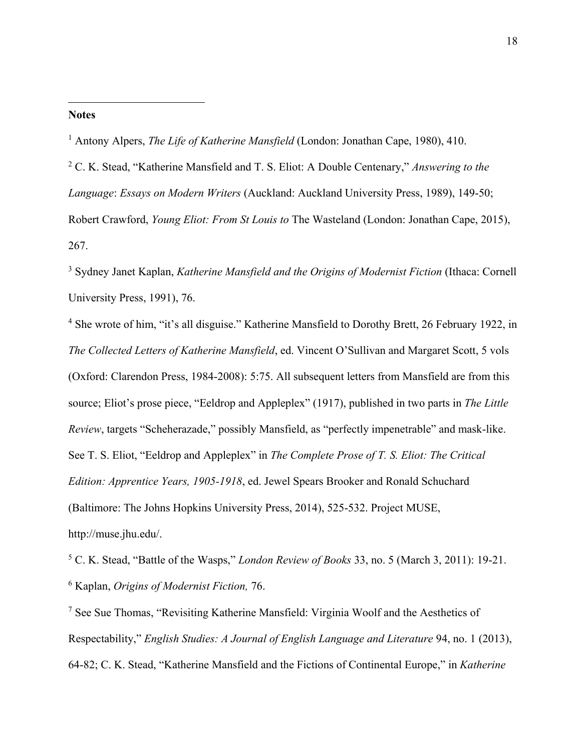**Notes**

[1] Antony Alpers, *The Life of Katherine Mansfield* (London: Jonathan Cape, 1980), 410.

[2] C. K. Stead, "Katherine Mansfield and T. S. Eliot: A Double Centenary," *Answering to the Language*: *Essays on Modern Writers* (Auckland: Auckland University Press, 1989), 149-50; Robert Crawford, *Young Eliot: From St Louis to* The Wasteland (London: Jonathan Cape, 2015), 267.

[3] Sydney Janet Kaplan, *Katherine Mansfield and the Origins of Modernist Fiction* (Ithaca: Cornell University Press, 1991), 76.

[4] She wrote of him, "it's all disguise." Katherine Mansfield to Dorothy Brett, 26 February 1922, in *The Collected Letters of Katherine Mansfield*, ed. Vincent O'Sullivan and Margaret Scott, 5 vols (Oxford: Clarendon Press, 1984-2008): 5:75. All subsequent letters from Mansfield are from this source; Eliot's prose piece, "Eeldrop and Appleplex" (1917), published in two parts in *The Little Review*, targets "Scheherazade," possibly Mansfield, as "perfectly impenetrable" and mask-like. See T. S. Eliot, "Eeldrop and Appleplex" in *The Complete Prose of T. S. Eliot: The Critical Edition: Apprentice Years, 1905-1918*, ed. Jewel Spears Brooker and Ronald Schuchard (Baltimore: The Johns Hopkins University Press, 2014), 525-532. Project MUSE, http://muse.jhu.edu/.

[5] C. K. Stead, "Battle of the Wasps," *London Review of Books* 33, no. 5 (March 3, 2011): 19-21.

[6] Kaplan, *Origins of Modernist Fiction,* 76.

[7] See Sue Thomas, "Revisiting Katherine Mansfield: Virginia Woolf and the Aesthetics of Respectability," *English Studies: A Journal of English Language and Literature* 94, no. 1 (2013), 64-82; C. K. Stead, "Katherine Mansfield and the Fictions of Continental Europe," in *Katherine*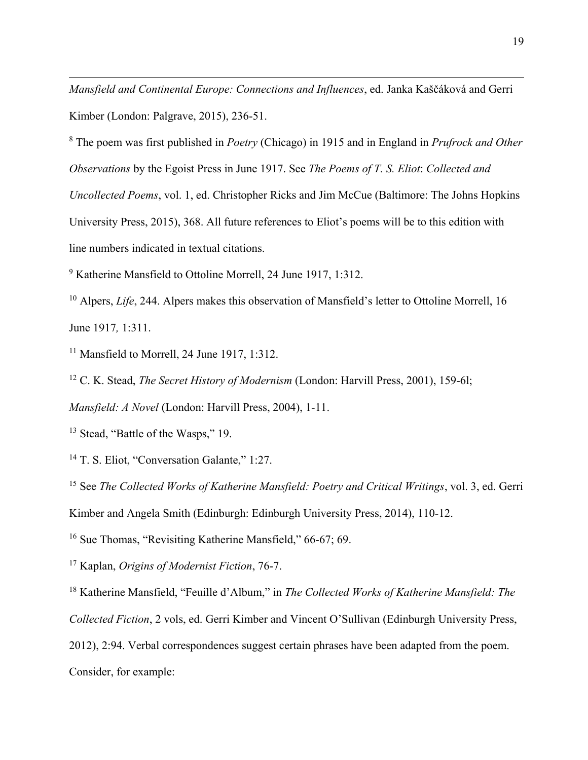*Mansfield and Continental Europe: Connections and Influences*, ed. Janka Kaščáková and Gerri Kimber (London: Palgrave, 2015), 236-51.

[8] The poem was first published in *Poetry* (Chicago) in 1915 and in England in *Prufrock and Other Observations* by the Egoist Press in June 1917. See *The Poems of T. S. Eliot*: *Collected and Uncollected Poems*, vol. 1, ed. Christopher Ricks and Jim McCue (Baltimore: The Johns Hopkins University Press, 2015), 368. All future references to Eliot's poems will be to this edition with line numbers indicated in textual citations.

[9] Katherine Mansfield to Ottoline Morrell, 24 June 1917, 1:312.

[10] Alpers, *Life*, 244. Alpers makes this observation of Mansfield's letter to Ottoline Morrell, 16 June 1917*,* 1:311.

[11] Mansfield to Morrell, 24 June 1917, 1:312.

[12] C. K. Stead, *The Secret History of Modernism* (London: Harvill Press, 2001), 159-6l; *Mansfield: A Novel* (London: Harvill Press, 2004), 1-11.

[13] Stead, "Battle of the Wasps," 19.

[14] T. S. Eliot, "Conversation Galante," 1:27.

[15] See *The Collected Works of Katherine Mansfield: Poetry and Critical Writings*, vol. 3, ed. Gerri Kimber and Angela Smith (Edinburgh: Edinburgh University Press, 2014), 110-12.

[16] Sue Thomas, "Revisiting Katherine Mansfield," 66-67; 69.

[17] Kaplan, *Origins of Modernist Fiction*, 76-7.

[18] Katherine Mansfield, "Feuille d'Album," in *The Collected Works of Katherine Mansfield: The Collected Fiction*, 2 vols, ed. Gerri Kimber and Vincent O'Sullivan (Edinburgh University Press, 2012), 2:94. Verbal correspondences suggest certain phrases have been adapted from the poem. Consider, for example: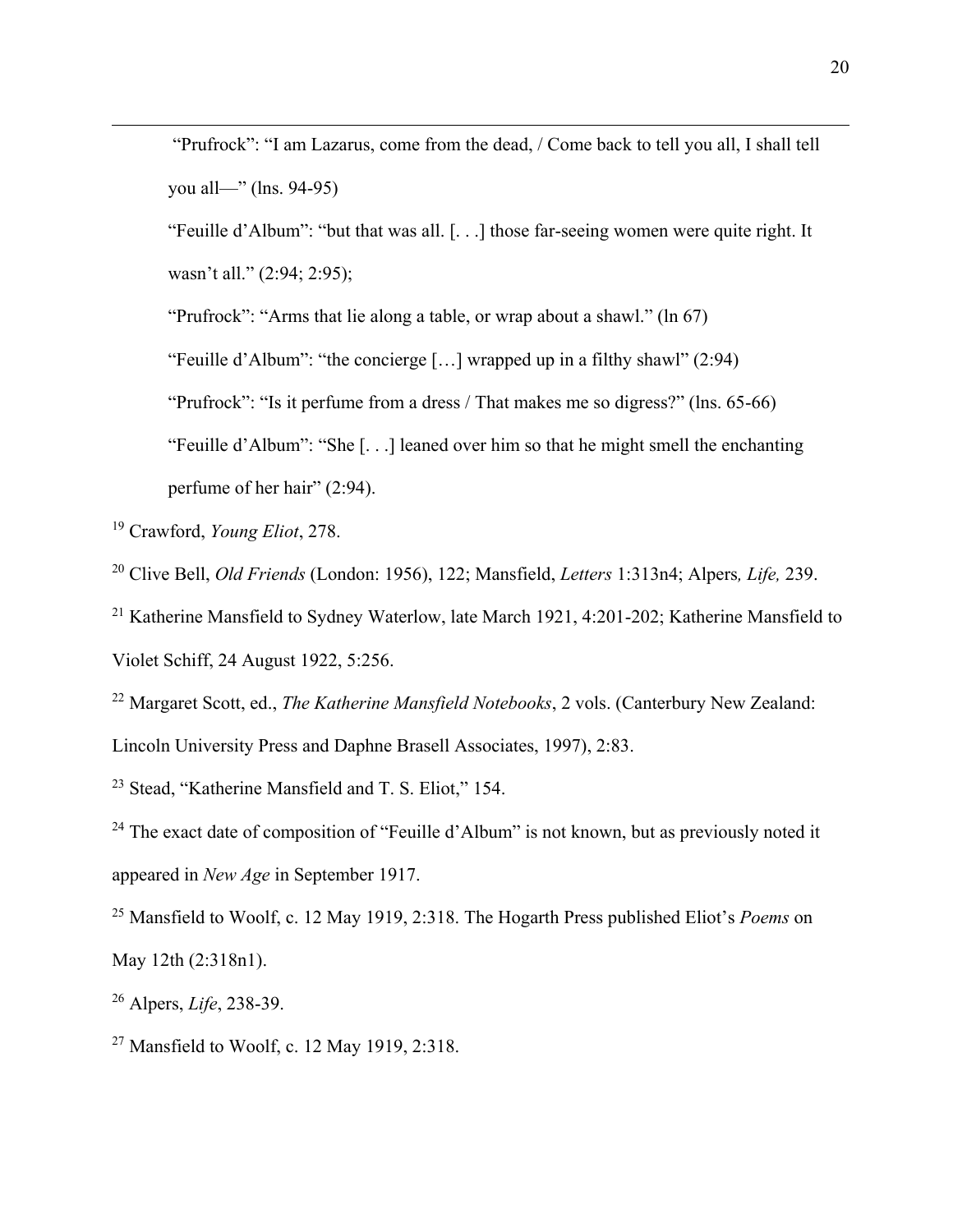"Prufrock": "I am Lazarus, come from the dead, / Come back to tell you all, I shall tell you all—" (lns. 94-95)

"Feuille d'Album": "but that was all. [. . .] those far-seeing women were quite right. It wasn't all." (2:94; 2:95);

"Prufrock": "Arms that lie along a table, or wrap about a shawl." (ln 67)

"Feuille d'Album": "the concierge […] wrapped up in a filthy shawl" (2:94)

"Prufrock": "Is it perfume from a dress / That makes me so digress?" (lns. 65-66)

"Feuille d'Album": "She [. . .] leaned over him so that he might smell the enchanting perfume of her hair" (2:94).

[19] Crawford, *Young Eliot*, 278.

[20] Clive Bell, *Old Friends* (London: 1956), 122; Mansfield, *Letters* 1:313n4; Alpers*, Life,* 239.

[21] Katherine Mansfield to Sydney Waterlow, late March 1921, 4:201-202; Katherine Mansfield to Violet Schiff, 24 August 1922, 5:256.

[22] Margaret Scott, ed., *The Katherine Mansfield Notebooks*, 2 vols. (Canterbury New Zealand: Lincoln University Press and Daphne Brasell Associates, 1997), 2:83.

[23] Stead, "Katherine Mansfield and T. S. Eliot," 154.

[24] The exact date of composition of "Feuille d'Album" is not known, but as previously noted it appeared in *New Age* in September 1917.

[25] Mansfield to Woolf, c. 12 May 1919, 2:318. The Hogarth Press published Eliot's *Poems* on May 12th (2:318n1).

[26] Alpers, *Life*, 238-39.

[27] Mansfield to Woolf, c. 12 May 1919, 2:318.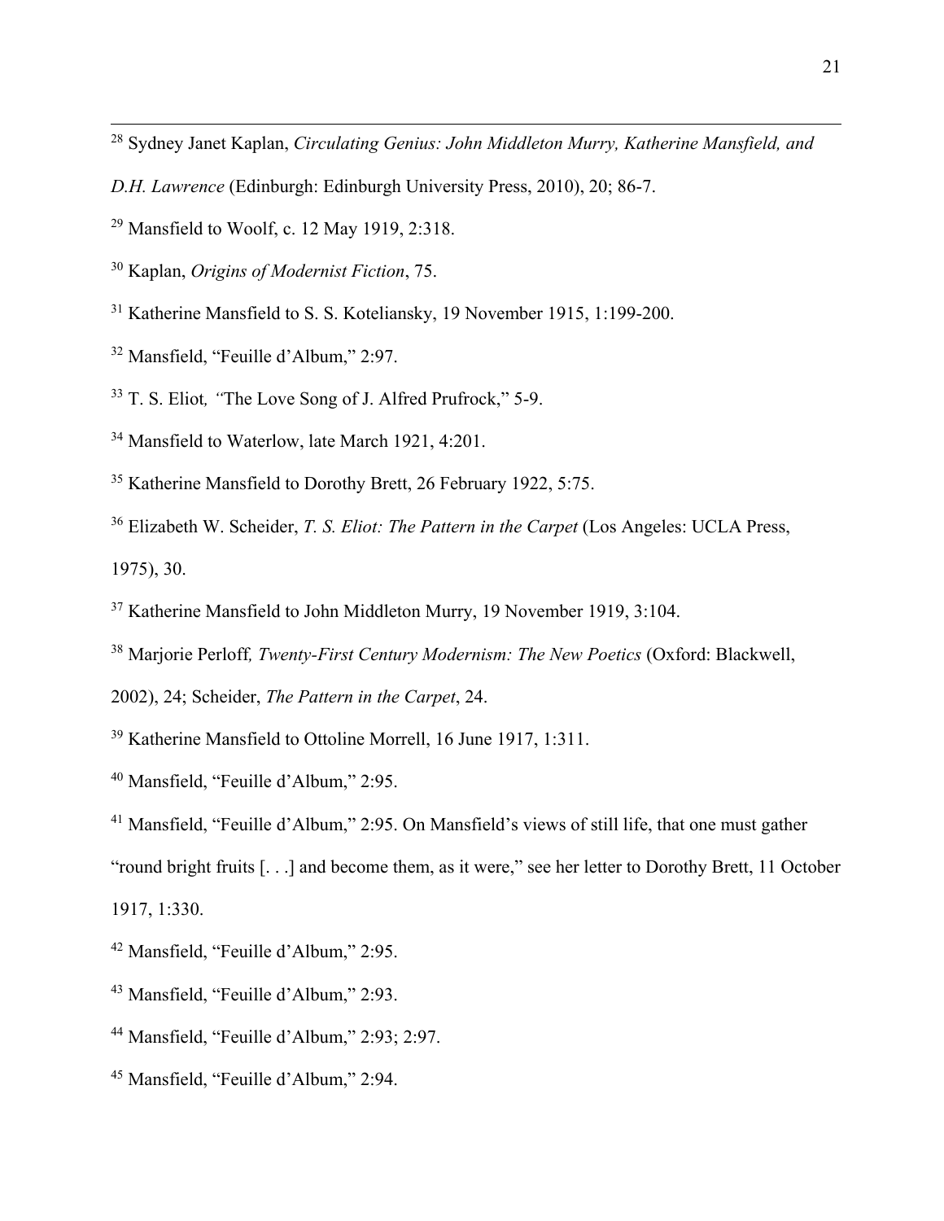[28] Sydney Janet Kaplan, *Circulating Genius: John Middleton Murry, Katherine Mansfield, and D.H. Lawrence* (Edinburgh: Edinburgh University Press, 2010), 20; 86-7.

[29] Mansfield to Woolf, c. 12 May 1919, 2:318.

[30] Kaplan, *Origins of Modernist Fiction*, 75.

[31] Katherine Mansfield to S. S. Koteliansky, 19 November 1915, 1:199-200.

[32] Mansfield, "Feuille d'Album," 2:97.

[33] T. S. Eliot, "The Love Song of J. Alfred Prufrock," 5-9.

[34] Mansfield to Waterlow, late March 1921, 4:201.

[35] Katherine Mansfield to Dorothy Brett, 26 February 1922, 5:75.

[36] Elizabeth W. Scheider, *T. S. Eliot: The Pattern in the Carpet* (Los Angeles: UCLA Press, 1975), 30.

[37] Katherine Mansfield to John Middleton Murry, 19 November 1919, 3:104.

[38] Marjorie Perloff, *Twenty-First Century Modernism: The New Poetics* (Oxford: Blackwell, 2002), 24; Scheider, *The Pattern in the Carpet*, 24.

[39] Katherine Mansfield to Ottoline Morrell, 16 June 1917, 1:311.

[40] Mansfield, "Feuille d'Album," 2:95.

[41] Mansfield, "Feuille d'Album," 2:95. On Mansfield's views of still life, that one must gather "round bright fruits [. . .] and become them, as it were," see her letter to Dorothy Brett, 11 October 1917, 1:330.

[42] Mansfield, "Feuille d'Album," 2:95.

[43] Mansfield, "Feuille d'Album," 2:93.

[44] Mansfield, "Feuille d'Album," 2:93; 2:97.

[45] Mansfield, "Feuille d'Album," 2:94.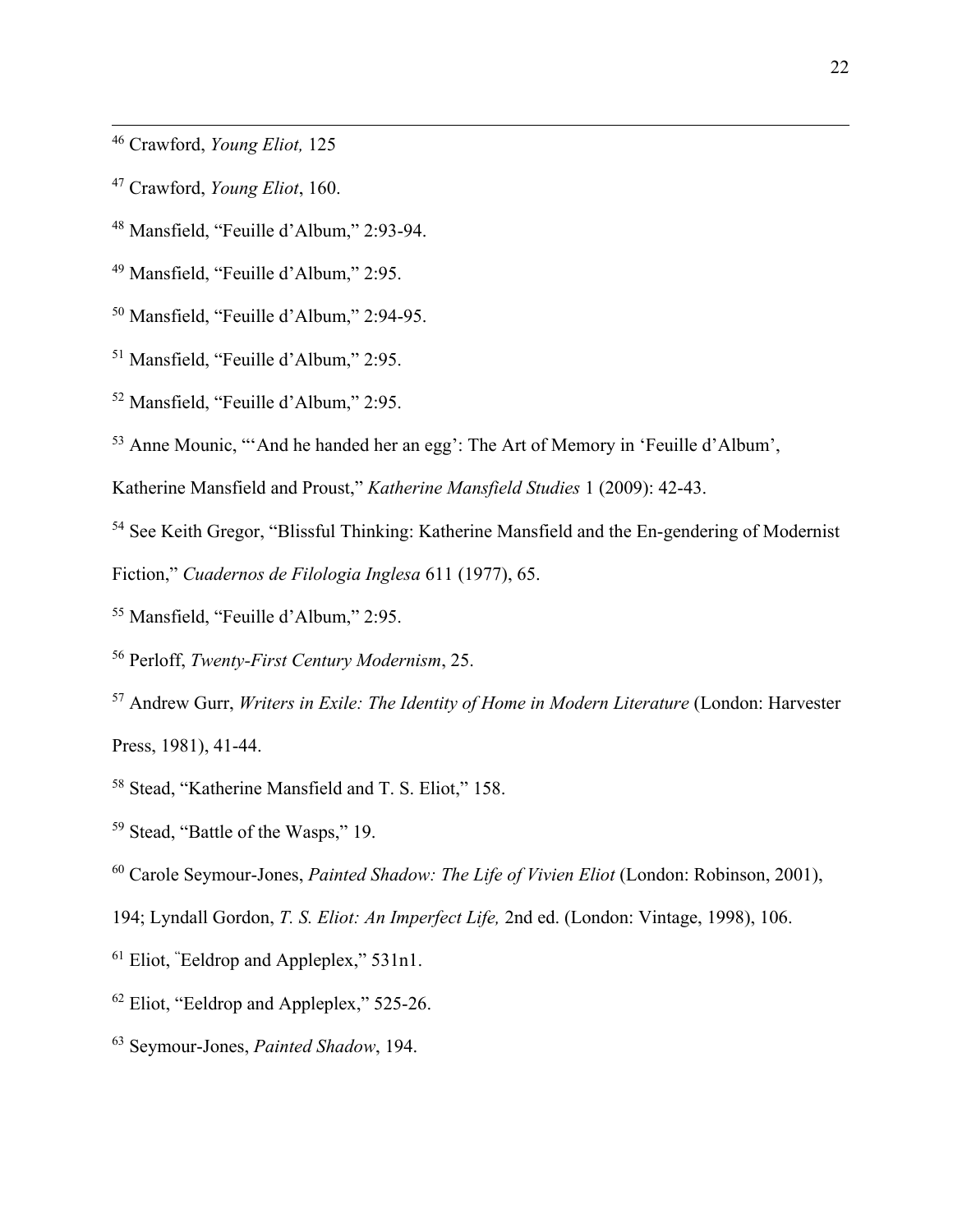[46] Crawford, *Young Eliot,* 125

[47] Crawford, *Young Eliot*, 160.

[48] Mansfield, "Feuille d'Album," 2:93-94.

[49] Mansfield, "Feuille d'Album," 2:95.

[50] Mansfield, "Feuille d'Album," 2:94-95.

[51] Mansfield, "Feuille d'Album," 2:95.

[52] Mansfield, "Feuille d'Album," 2:95.

[53] Anne Mounic, "'And he handed her an egg': The Art of Memory in 'Feuille d'Album', Katherine Mansfield and Proust," *Katherine Mansfield Studies* 1 (2009): 42-43.

[54] See Keith Gregor, "Blissful Thinking: Katherine Mansfield and the En-gendering of Modernist Fiction," *Cuadernos de Filologia Inglesa* 611 (1977), 65.

[55] Mansfield, "Feuille d'Album," 2:95.

[56] Perloff, *Twenty-First Century Modernism*, 25.

[57] Andrew Gurr, *Writers in Exile: The Identity of Home in Modern Literature* (London: Harvester Press, 1981), 41-44.

[58] Stead, "Katherine Mansfield and T. S. Eliot," 158.

[59] Stead, "Battle of the Wasps," 19.

[60] Carole Seymour-Jones, *Painted Shadow: The Life of Vivien Eliot* (London: Robinson, 2001), 194; Lyndall Gordon, *T. S. Eliot: An Imperfect Life,* 2nd ed. (London: Vintage, 1998), 106.

[61] Eliot, "Eeldrop and Appleplex," 531n1.

[62] Eliot, "Eeldrop and Appleplex," 525-26.

[63] Seymour-Jones, *Painted Shadow*, 194.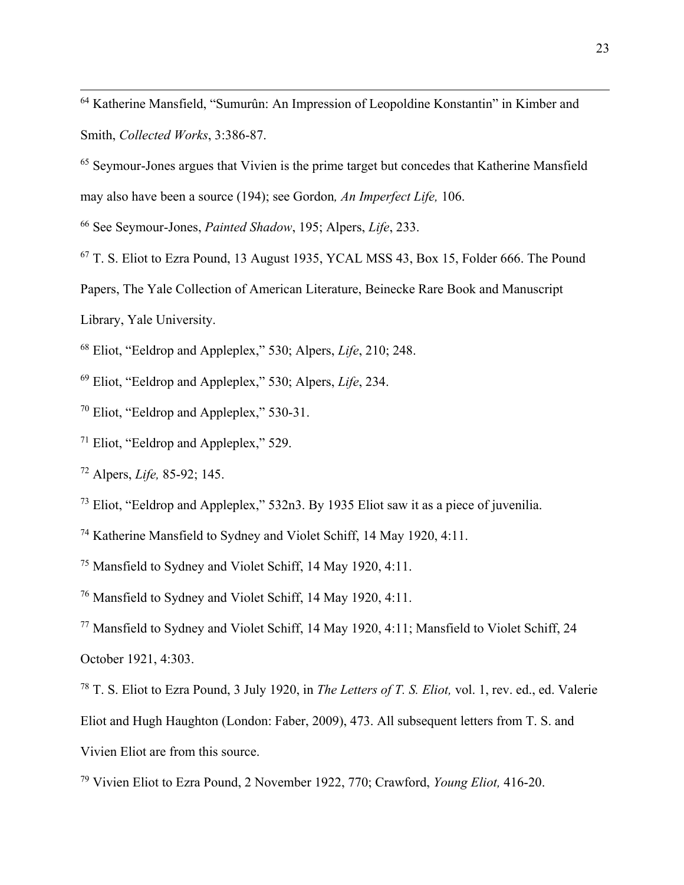[64] Katherine Mansfield, "Sumurûn: An Impression of Leopoldine Konstantin" in Kimber and Smith, *Collected Works*, 3:386-87.

[65] Seymour-Jones argues that Vivien is the prime target but concedes that Katherine Mansfield may also have been a source (194); see Gordon*, An Imperfect Life,* 106.

[66] See Seymour-Jones, *Painted Shadow*, 195; Alpers, *Life*, 233.

[67] T. S. Eliot to Ezra Pound, 13 August 1935, YCAL MSS 43, Box 15, Folder 666. The Pound Papers, The Yale Collection of American Literature, Beinecke Rare Book and Manuscript Library, Yale University.

[68] Eliot, "Eeldrop and Appleplex," 530; Alpers, *Life*, 210; 248.

[69] Eliot, "Eeldrop and Appleplex," 530; Alpers, *Life*, 234.

[70] Eliot, "Eeldrop and Appleplex," 530-31.

[71] Eliot, "Eeldrop and Appleplex," 529.

[72] Alpers, *Life,* 85-92; 145.

[73] Eliot, "Eeldrop and Appleplex," 532n3. By 1935 Eliot saw it as a piece of juvenilia.

[74] Katherine Mansfield to Sydney and Violet Schiff, 14 May 1920, 4:11.

[75] Mansfield to Sydney and Violet Schiff, 14 May 1920, 4:11.

[76] Mansfield to Sydney and Violet Schiff, 14 May 1920, 4:11.

[77] Mansfield to Sydney and Violet Schiff, 14 May 1920, 4:11; Mansfield to Violet Schiff, 24 October 1921, 4:303.

[78] T. S. Eliot to Ezra Pound, 3 July 1920, in *The Letters of T. S. Eliot,* vol. 1, rev. ed., ed. Valerie Eliot and Hugh Haughton (London: Faber, 2009), 473. All subsequent letters from T. S. and Vivien Eliot are from this source.

[79] Vivien Eliot to Ezra Pound, 2 November 1922, 770; Crawford, *Young Eliot,* 416-20.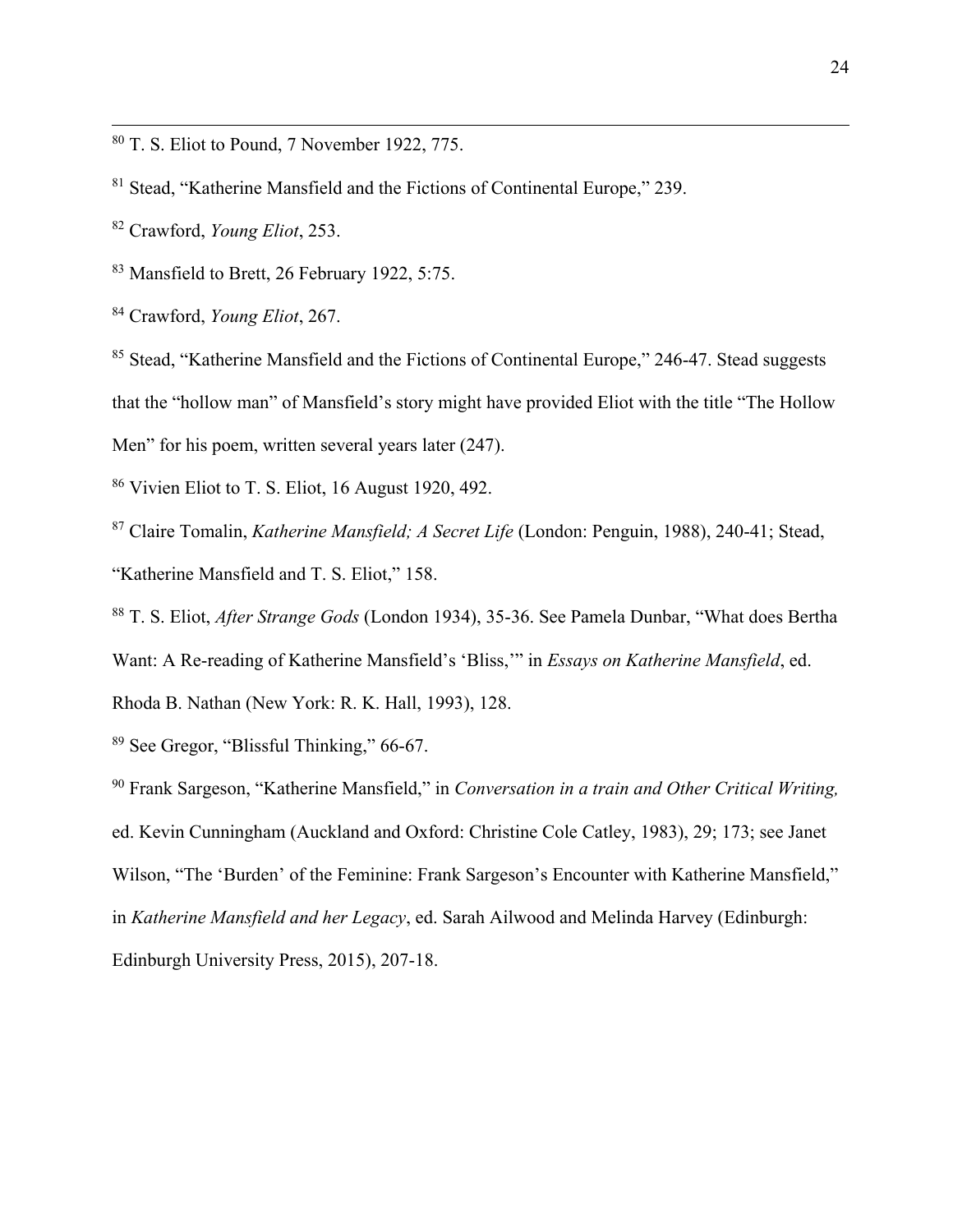[80] T. S. Eliot to Pound, 7 November 1922, 775.

[81] Stead, "Katherine Mansfield and the Fictions of Continental Europe," 239.

[82] Crawford, *Young Eliot*, 253.

[83] Mansfield to Brett, 26 February 1922, 5:75.

[84] Crawford, *Young Eliot*, 267.

[85] Stead, "Katherine Mansfield and the Fictions of Continental Europe," 246-47. Stead suggests that the "hollow man" of Mansfield's story might have provided Eliot with the title "The Hollow Men" for his poem, written several years later (247).

[86] Vivien Eliot to T. S. Eliot, 16 August 1920, 492.

[87] Claire Tomalin, *Katherine Mansfield; A Secret Life* (London: Penguin, 1988), 240-41; Stead, "Katherine Mansfield and T. S. Eliot," 158.

[88] T. S. Eliot, *After Strange Gods* (London 1934), 35-36. See Pamela Dunbar, "What does Bertha Want: A Re-reading of Katherine Mansfield's 'Bliss,'" in *Essays on Katherine Mansfield*, ed. Rhoda B. Nathan (New York: R. K. Hall, 1993), 128.

[89] See Gregor, "Blissful Thinking," 66-67.

[90] Frank Sargeson, "Katherine Mansfield," in *Conversation in a train and Other Critical Writing,* ed. Kevin Cunningham (Auckland and Oxford: Christine Cole Catley, 1983), 29; 173; see Janet Wilson, "The 'Burden' of the Feminine: Frank Sargeson's Encounter with Katherine Mansfield," in *Katherine Mansfield and her Legacy*, ed. Sarah Ailwood and Melinda Harvey (Edinburgh: Edinburgh University Press, 2015), 207-18.